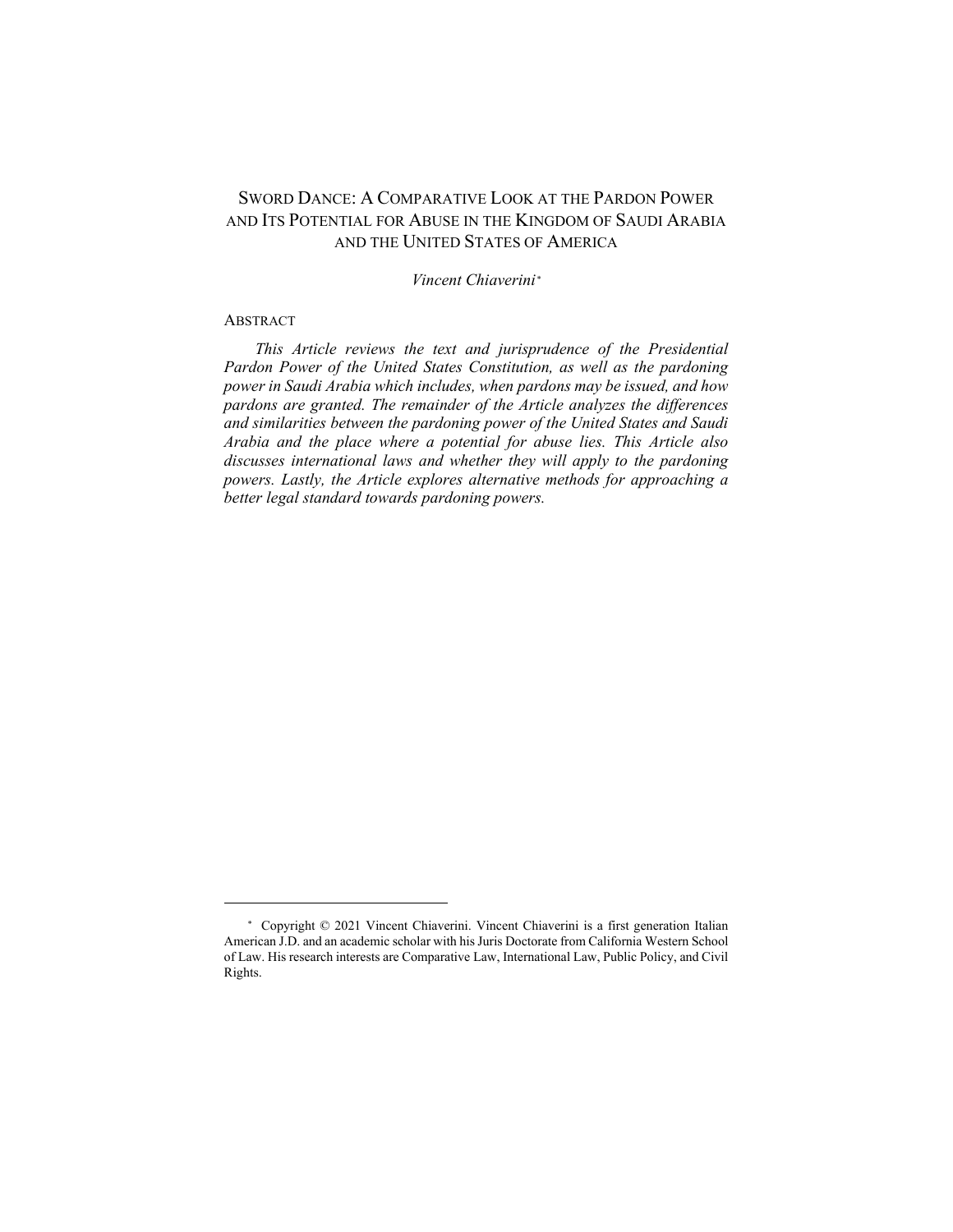# SWORD DANCE: A COMPARATIVE LOOK AT THE PARDON POWER AND ITS POTENTIAL FOR ABUSE IN THE KINGDOM OF SAUDI ARABIA AND THE UNITED STATES OF AMERICA

*Vincent Chiaverini*[*]

## ABSTRACT

*This Article reviews the text and jurisprudence of the Presidential Pardon Power of the United States Constitution, as well as the pardoning power in Saudi Arabia which includes, when pardons may be issued, and how pardons are granted. The remainder of the Article analyzes the differences and similarities between the pardoning power of the United States and Saudi Arabia and the place where a potential for abuse lies. This Article also discusses international laws and whether they will apply to the pardoning powers. Lastly, the Article explores alternative methods for approaching a better legal standard towards pardoning powers.*

---

[*] Copyright © 2021 Vincent Chiaverini. Vincent Chiaverini is a first generation Italian American J.D. and an academic scholar with his Juris Doctorate from California Western School of Law. His research interests are Comparative Law, International Law, Public Policy, and Civil Rights.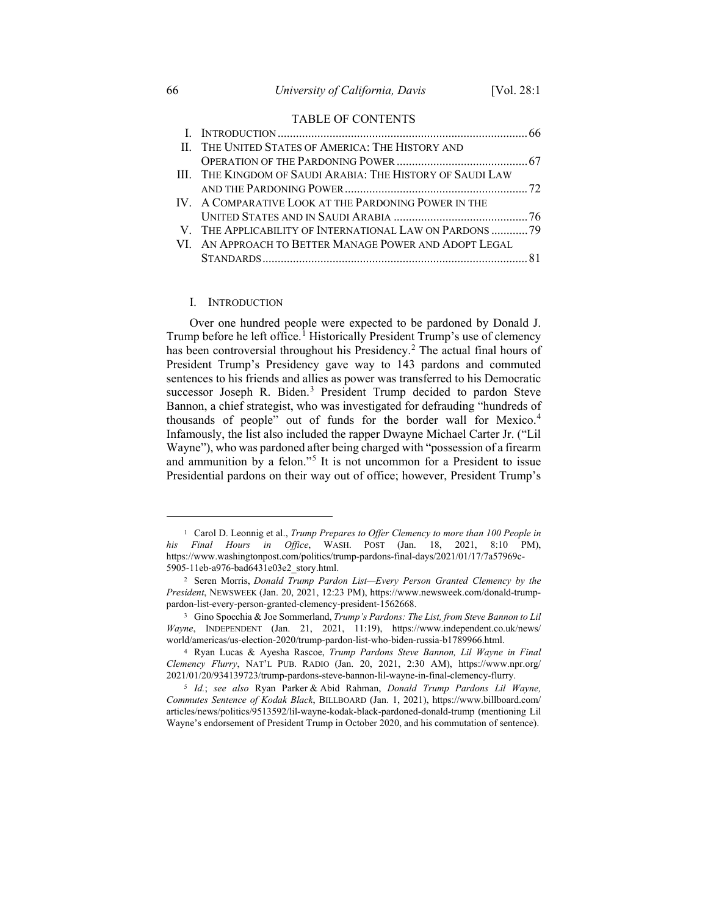TABLE OF CONTENTS

I. INTRODUCTION ..... 66
II. THE UNITED STATES OF AMERICA: THE HISTORY AND OPERATION OF THE PARDONING POWER ..... 67
III. THE KINGDOM OF SAUDI ARABIA: THE HISTORY OF SAUDI LAW AND THE PARDONING POWER ..... 72
IV. A COMPARATIVE LOOK AT THE PARDONING POWER IN THE UNITED STATES AND IN SAUDI ARABIA ..... 76
V. THE APPLICABILITY OF INTERNATIONAL LAW ON PARDONS ..... 79
VI. AN APPROACH TO BETTER MANAGE POWER AND ADOPT LEGAL STANDARDS ..... 81

## I. INTRODUCTION

Over one hundred people were expected to be pardoned by Donald J. Trump before he left office.[1] Historically President Trump's use of clemency has been controversial throughout his Presidency.[2] The actual final hours of President Trump's Presidency gave way to 143 pardons and commuted sentences to his friends and allies as power was transferred to his Democratic successor Joseph R. Biden.[3] President Trump decided to pardon Steve Bannon, a chief strategist, who was investigated for defrauding "hundreds of thousands of people" out of funds for the border wall for Mexico.[4] Infamously, the list also included the rapper Dwayne Michael Carter Jr. ("Lil Wayne"), who was pardoned after being charged with "possession of a firearm and ammunition by a felon."[5] It is not uncommon for a President to issue Presidential pardons on their way out of office; however, President Trump's

---

[1] Carol D. Leonnig et al., *Trump Prepares to Offer Clemency to more than 100 People in his Final Hours in Office*, WASH. POST (Jan. 18, 2021, 8:10 PM), https://www.washingtonpost.com/politics/trump-pardons-final-days/2021/01/17/7a57969c-5905-11eb-a976-bad6431e03e2_story.html.

[2] Seren Morris, *Donald Trump Pardon List—Every Person Granted Clemency by the President*, NEWSWEEK (Jan. 20, 2021, 12:23 PM), https://www.newsweek.com/donald-trump-pardon-list-every-person-granted-clemency-president-1562668.

[3] Gino Spocchia & Joe Sommerland, *Trump's Pardons: The List, from Steve Bannon to Lil Wayne*, INDEPENDENT (Jan. 21, 2021, 11:19), https://www.independent.co.uk/news/world/americas/us-election-2020/trump-pardon-list-who-biden-russia-b1789966.html.

[4] Ryan Lucas & Ayesha Rascoe, *Trump Pardons Steve Bannon, Lil Wayne in Final Clemency Flurry*, NAT'L PUB. RADIO (Jan. 20, 2021, 2:30 AM), https://www.npr.org/2021/01/20/934139723/trump-pardons-steve-bannon-lil-wayne-in-final-clemency-flurry.

[5] *Id.*; *see also* Ryan Parker & Abid Rahman, *Donald Trump Pardons Lil Wayne, Commutes Sentence of Kodak Black*, BILLBOARD (Jan. 1, 2021), https://www.billboard.com/articles/news/politics/9513592/lil-wayne-kodak-black-pardoned-donald-trump (mentioning Lil Wayne's endorsement of President Trump in October 2020, and his commutation of sentence).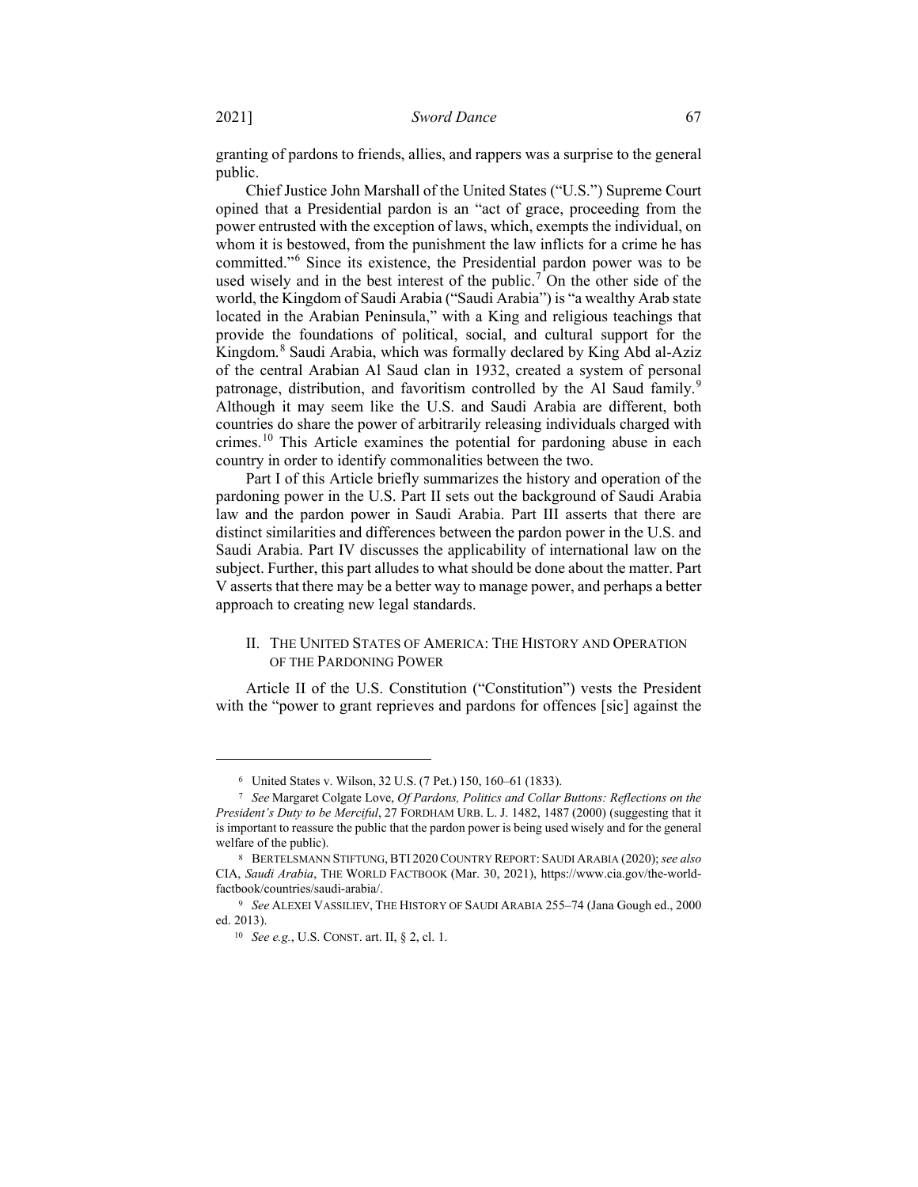granting of pardons to friends, allies, and rappers was a surprise to the general public.

Chief Justice John Marshall of the United States ("U.S.") Supreme Court opined that a Presidential pardon is an "act of grace, proceeding from the power entrusted with the exception of laws, which, exempts the individual, on whom it is bestowed, from the punishment the law inflicts for a crime he has committed."[6] Since its existence, the Presidential pardon power was to be used wisely and in the best interest of the public.[7] On the other side of the world, the Kingdom of Saudi Arabia ("Saudi Arabia") is "a wealthy Arab state located in the Arabian Peninsula," with a King and religious teachings that provide the foundations of political, social, and cultural support for the Kingdom.[8] Saudi Arabia, which was formally declared by King Abd al-Aziz of the central Arabian Al Saud clan in 1932, created a system of personal patronage, distribution, and favoritism controlled by the Al Saud family.[9] Although it may seem like the U.S. and Saudi Arabia are different, both countries do share the power of arbitrarily releasing individuals charged with crimes.[10] This Article examines the potential for pardoning abuse in each country in order to identify commonalities between the two.

Part I of this Article briefly summarizes the history and operation of the pardoning power in the U.S. Part II sets out the background of Saudi Arabia law and the pardon power in Saudi Arabia. Part III asserts that there are distinct similarities and differences between the pardon power in the U.S. and Saudi Arabia. Part IV discusses the applicability of international law on the subject. Further, this part alludes to what should be done about the matter. Part V asserts that there may be a better way to manage power, and perhaps a better approach to creating new legal standards.

## II. THE UNITED STATES OF AMERICA: THE HISTORY AND OPERATION OF THE PARDONING POWER

Article II of the U.S. Constitution ("Constitution") vests the President with the "power to grant reprieves and pardons for offences [sic] against the

---

[6] United States v. Wilson, 32 U.S. (7 Pet.) 150, 160–61 (1833).

[7] *See* Margaret Colgate Love, *Of Pardons, Politics and Collar Buttons: Reflections on the President's Duty to be Merciful*, 27 FORDHAM URB. L. J. 1482, 1487 (2000) (suggesting that it is important to reassure the public that the pardon power is being used wisely and for the general welfare of the public).

[8] BERTELSMANN STIFTUNG, BTI 2020 COUNTRY REPORT: SAUDI ARABIA (2020); *see also* CIA, *Saudi Arabia*, THE WORLD FACTBOOK (Mar. 30, 2021), https://www.cia.gov/the-world-factbook/countries/saudi-arabia/.

[9] *See* ALEXEI VASSILIEV, THE HISTORY OF SAUDI ARABIA 255–74 (Jana Gough ed., 2000 ed. 2013).

[10] *See e.g.*, U.S. CONST. art. II, § 2, cl. 1.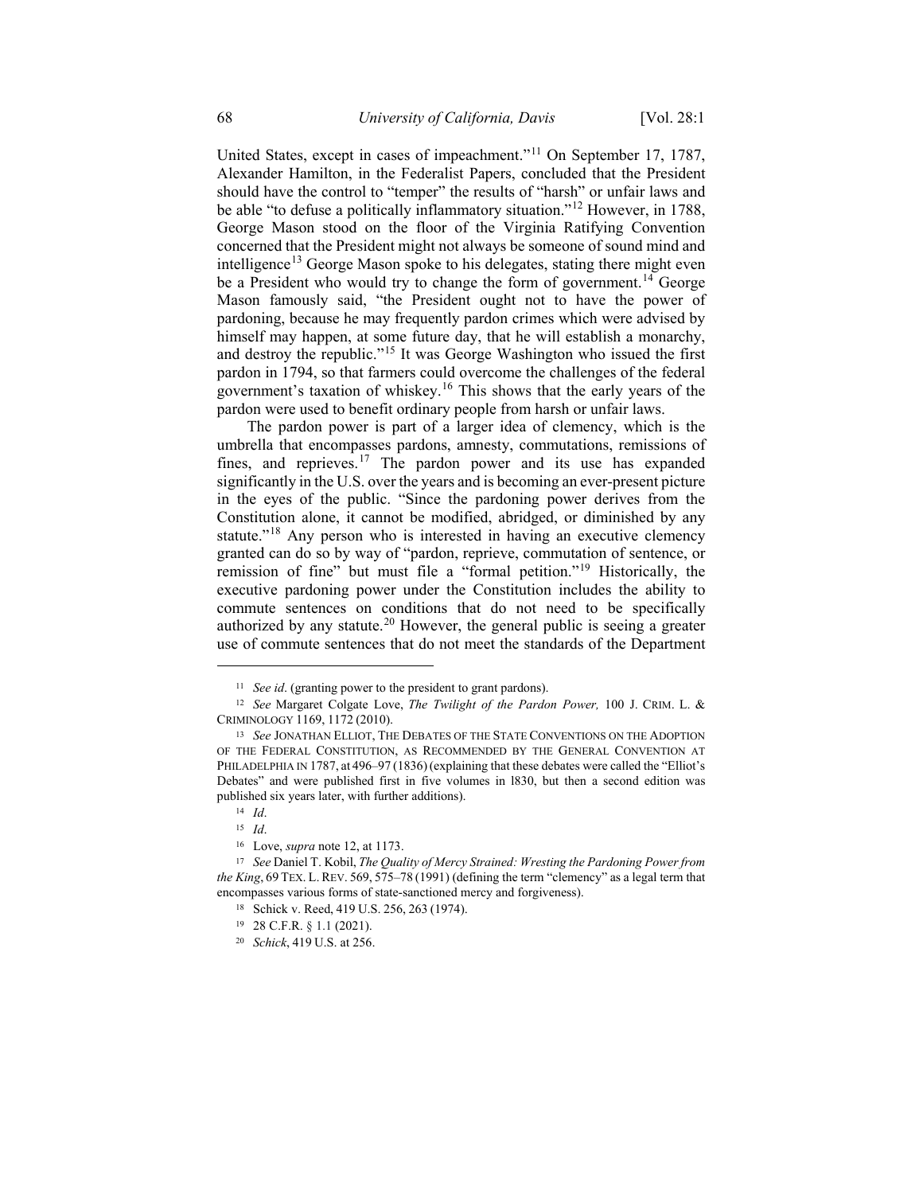United States, except in cases of impeachment."[11] On September 17, 1787, Alexander Hamilton, in the Federalist Papers, concluded that the President should have the control to "temper" the results of "harsh" or unfair laws and be able "to defuse a politically inflammatory situation."[12] However, in 1788, George Mason stood on the floor of the Virginia Ratifying Convention concerned that the President might not always be someone of sound mind and intelligence[13] George Mason spoke to his delegates, stating there might even be a President who would try to change the form of government.[14] George Mason famously said, "the President ought not to have the power of pardoning, because he may frequently pardon crimes which were advised by himself may happen, at some future day, that he will establish a monarchy, and destroy the republic."[15] It was George Washington who issued the first pardon in 1794, so that farmers could overcome the challenges of the federal government's taxation of whiskey.[16] This shows that the early years of the pardon were used to benefit ordinary people from harsh or unfair laws.

The pardon power is part of a larger idea of clemency, which is the umbrella that encompasses pardons, amnesty, commutations, remissions of fines, and reprieves.[17] The pardon power and its use has expanded significantly in the U.S. over the years and is becoming an ever-present picture in the eyes of the public. "Since the pardoning power derives from the Constitution alone, it cannot be modified, abridged, or diminished by any statute."[18] Any person who is interested in having an executive clemency granted can do so by way of "pardon, reprieve, commutation of sentence, or remission of fine" but must file a "formal petition."[19] Historically, the executive pardoning power under the Constitution includes the ability to commute sentences on conditions that do not need to be specifically authorized by any statute.[20] However, the general public is seeing a greater use of commute sentences that do not meet the standards of the Department

---

[11] *See id*. (granting power to the president to grant pardons).

[12] *See* Margaret Colgate Love, *The Twilight of the Pardon Power,* 100 J. CRIM. L. & CRIMINOLOGY 1169, 1172 (2010).

[13] *See* JONATHAN ELLIOT, THE DEBATES OF THE STATE CONVENTIONS ON THE ADOPTION OF THE FEDERAL CONSTITUTION, AS RECOMMENDED BY THE GENERAL CONVENTION AT PHILADELPHIA IN 1787, at 496–97 (1836) (explaining that these debates were called the "Elliot's Debates" and were published first in five volumes in l830, but then a second edition was published six years later, with further additions).

[14] *Id*.

[15] *Id*.

[16] Love, *supra* note 12, at 1173.

[17] *See* Daniel T. Kobil, *The Quality of Mercy Strained: Wresting the Pardoning Power from the King*, 69 TEX. L. REV. 569, 575–78 (1991) (defining the term "clemency" as a legal term that encompasses various forms of state-sanctioned mercy and forgiveness).

[18] Schick v. Reed, 419 U.S. 256, 263 (1974).

[19] 28 C.F.R. § 1.1 (2021).

[20] *Schick*, 419 U.S. at 256.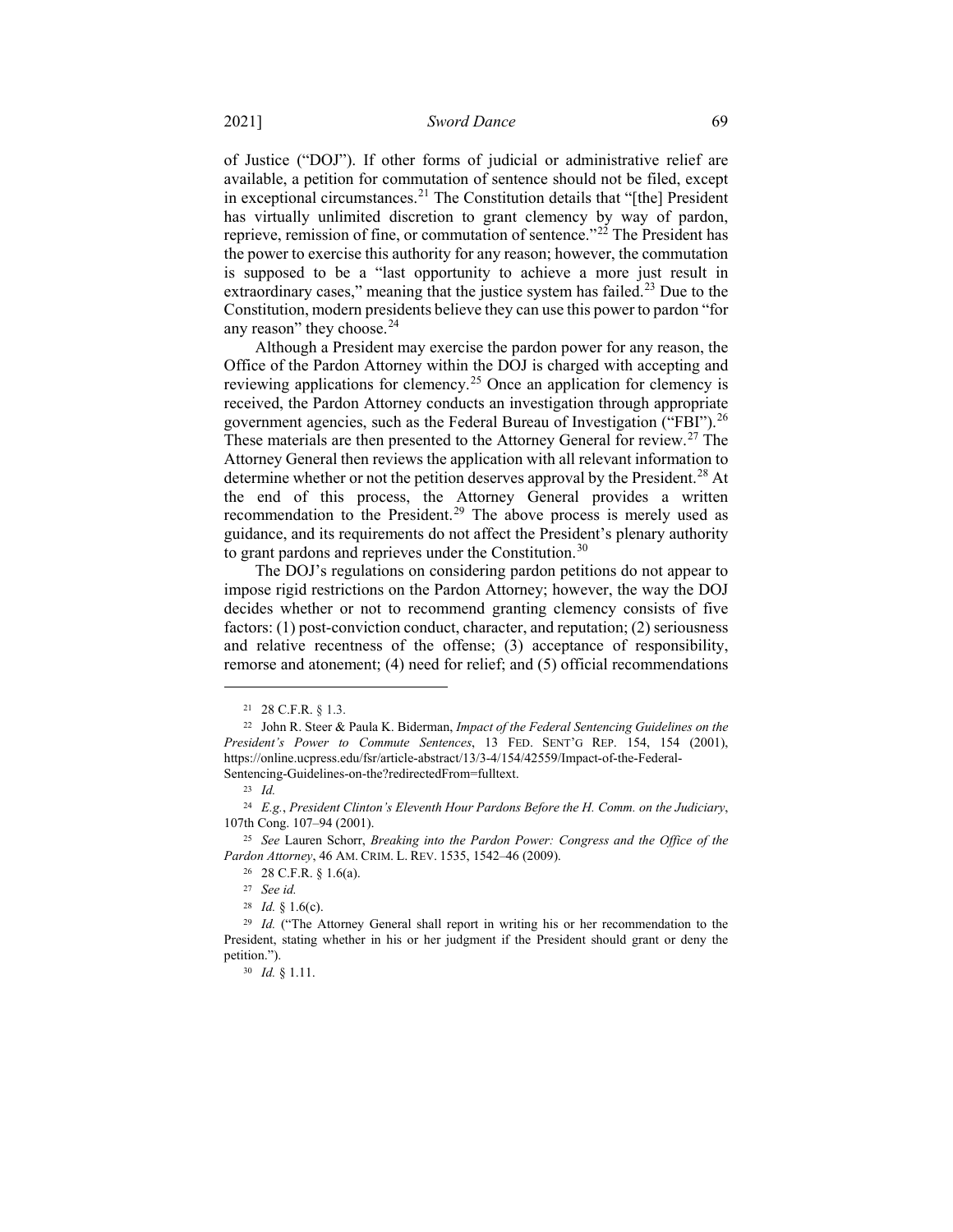of Justice ("DOJ"). If other forms of judicial or administrative relief are available, a petition for commutation of sentence should not be filed, except in exceptional circumstances.[21] The Constitution details that "[the] President has virtually unlimited discretion to grant clemency by way of pardon, reprieve, remission of fine, or commutation of sentence."[22] The President has the power to exercise this authority for any reason; however, the commutation is supposed to be a "last opportunity to achieve a more just result in extraordinary cases," meaning that the justice system has failed.[23] Due to the Constitution, modern presidents believe they can use this power to pardon "for any reason" they choose.[24]

Although a President may exercise the pardon power for any reason, the Office of the Pardon Attorney within the DOJ is charged with accepting and reviewing applications for clemency.[25] Once an application for clemency is received, the Pardon Attorney conducts an investigation through appropriate government agencies, such as the Federal Bureau of Investigation ("FBI").[26] These materials are then presented to the Attorney General for review.[27] The Attorney General then reviews the application with all relevant information to determine whether or not the petition deserves approval by the President.[28] At the end of this process, the Attorney General provides a written recommendation to the President.[29] The above process is merely used as guidance, and its requirements do not affect the President's plenary authority to grant pardons and reprieves under the Constitution.[30]

The DOJ's regulations on considering pardon petitions do not appear to impose rigid restrictions on the Pardon Attorney; however, the way the DOJ decides whether or not to recommend granting clemency consists of five factors: (1) post-conviction conduct, character, and reputation; (2) seriousness and relative recentness of the offense; (3) acceptance of responsibility, remorse and atonement; (4) need for relief; and (5) official recommendations

---

[21] 28 C.F.R. § 1.3.

[22] John R. Steer & Paula K. Biderman, *Impact of the Federal Sentencing Guidelines on the President's Power to Commute Sentences*, 13 FED. SENT'G REP. 154, 154 (2001), https://online.ucpress.edu/fsr/article-abstract/13/3-4/154/42559/Impact-of-the-Federal-Sentencing-Guidelines-on-the?redirectedFrom=fulltext.

[23] *Id.*

[24] *E.g.*, *President Clinton's Eleventh Hour Pardons Before the H. Comm. on the Judiciary*, 107th Cong. 107–94 (2001).

[25] *See* Lauren Schorr, *Breaking into the Pardon Power: Congress and the Office of the Pardon Attorney*, 46 AM. CRIM. L. REV. 1535, 1542–46 (2009).

[26] 28 C.F.R. § 1.6(a).

[27] *See id.*

[28] *Id.* § 1.6(c).

[29] *Id.* ("The Attorney General shall report in writing his or her recommendation to the President, stating whether in his or her judgment if the President should grant or deny the petition.").

[30] *Id.* § 1.11.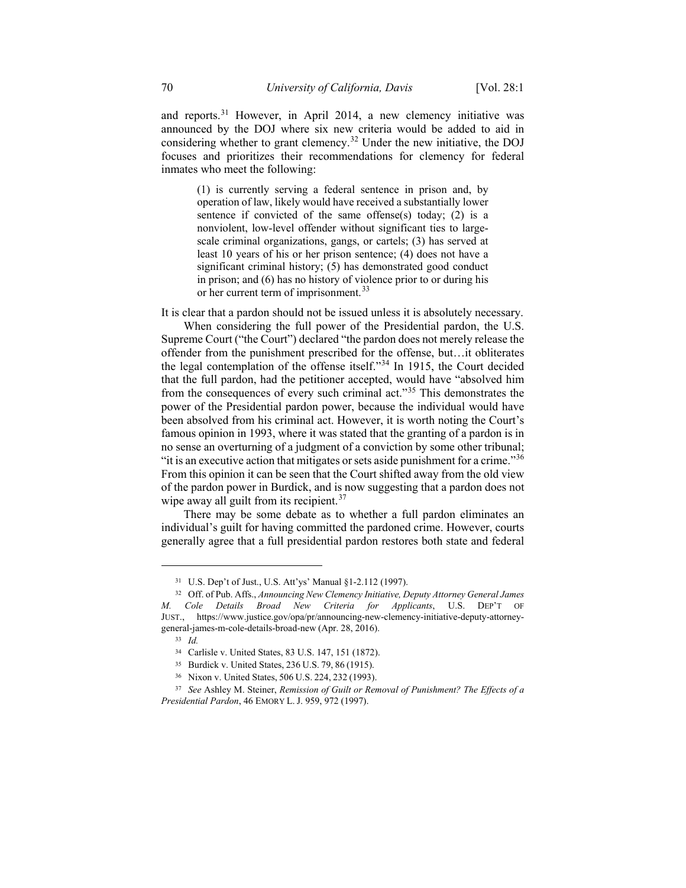and reports.[31] However, in April 2014, a new clemency initiative was announced by the DOJ where six new criteria would be added to aid in considering whether to grant clemency.[32] Under the new initiative, the DOJ focuses and prioritizes their recommendations for clemency for federal inmates who meet the following:

> (1) is currently serving a federal sentence in prison and, by operation of law, likely would have received a substantially lower sentence if convicted of the same offense(s) today; (2) is a nonviolent, low-level offender without significant ties to large-scale criminal organizations, gangs, or cartels; (3) has served at least 10 years of his or her prison sentence; (4) does not have a significant criminal history; (5) has demonstrated good conduct in prison; and (6) has no history of violence prior to or during his or her current term of imprisonment.[33]

It is clear that a pardon should not be issued unless it is absolutely necessary.

When considering the full power of the Presidential pardon, the U.S. Supreme Court ("the Court") declared "the pardon does not merely release the offender from the punishment prescribed for the offense, but…it obliterates the legal contemplation of the offense itself."[34] In 1915, the Court decided that the full pardon, had the petitioner accepted, would have "absolved him from the consequences of every such criminal act."[35] This demonstrates the power of the Presidential pardon power, because the individual would have been absolved from his criminal act. However, it is worth noting the Court's famous opinion in 1993, where it was stated that the granting of a pardon is in no sense an overturning of a judgment of a conviction by some other tribunal; "it is an executive action that mitigates or sets aside punishment for a crime."[36] From this opinion it can be seen that the Court shifted away from the old view of the pardon power in Burdick, and is now suggesting that a pardon does not wipe away all guilt from its recipient.[37]

There may be some debate as to whether a full pardon eliminates an individual's guilt for having committed the pardoned crime. However, courts generally agree that a full presidential pardon restores both state and federal

---

[31] U.S. Dep't of Just., U.S. Att'ys' Manual §1-2.112 (1997).

[32] Off. of Pub. Affs., *Announcing New Clemency Initiative, Deputy Attorney General James M. Cole Details Broad New Criteria for Applicants*, U.S. DEP'T OF JUST., https://www.justice.gov/opa/pr/announcing-new-clemency-initiative-deputy-attorney-general-james-m-cole-details-broad-new (Apr. 28, 2016).

[33] *Id.*

[34] Carlisle v. United States, 83 U.S. 147, 151 (1872).

[35] Burdick v. United States, 236 U.S. 79, 86 (1915).

[36] Nixon v. United States, 506 U.S. 224, 232 (1993).

[37] *See* Ashley M. Steiner, *Remission of Guilt or Removal of Punishment? The Effects of a Presidential Pardon*, 46 EMORY L. J. 959, 972 (1997).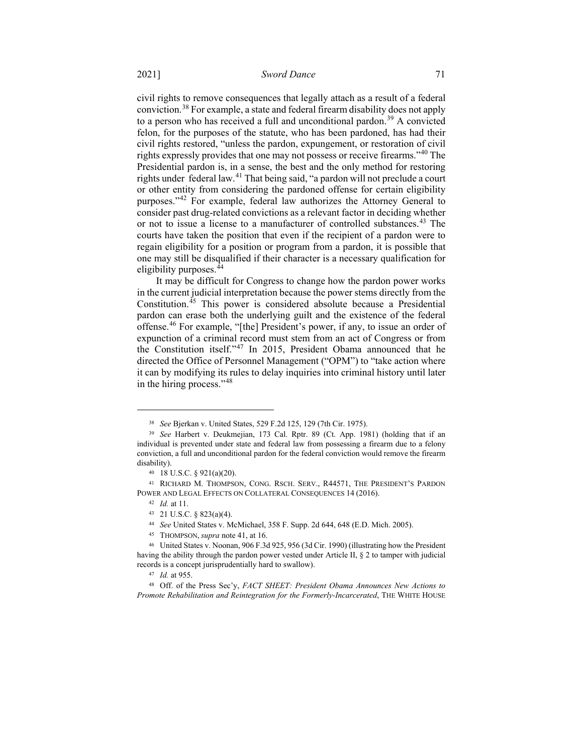civil rights to remove consequences that legally attach as a result of a federal conviction.[38] For example, a state and federal firearm disability does not apply to a person who has received a full and unconditional pardon.[39] A convicted felon, for the purposes of the statute, who has been pardoned, has had their civil rights restored, "unless the pardon, expungement, or restoration of civil rights expressly provides that one may not possess or receive firearms."[40] The Presidential pardon is, in a sense, the best and the only method for restoring rights under federal law.[41] That being said, "a pardon will not preclude a court or other entity from considering the pardoned offense for certain eligibility purposes."[42] For example, federal law authorizes the Attorney General to consider past drug-related convictions as a relevant factor in deciding whether or not to issue a license to a manufacturer of controlled substances.[43] The courts have taken the position that even if the recipient of a pardon were to regain eligibility for a position or program from a pardon, it is possible that one may still be disqualified if their character is a necessary qualification for eligibility purposes.[44]

It may be difficult for Congress to change how the pardon power works in the current judicial interpretation because the power stems directly from the Constitution.[45] This power is considered absolute because a Presidential pardon can erase both the underlying guilt and the existence of the federal offense.[46] For example, "[the] President's power, if any, to issue an order of expunction of a criminal record must stem from an act of Congress or from the Constitution itself."[47] In 2015, President Obama announced that he directed the Office of Personnel Management ("OPM") to "take action where it can by modifying its rules to delay inquiries into criminal history until later in the hiring process."[48]

---

[38] *See* Bjerkan v. United States, 529 F.2d 125, 129 (7th Cir. 1975).

[39] *See* Harbert v. Deukmejian, 173 Cal. Rptr. 89 (Ct. App. 1981) (holding that if an individual is prevented under state and federal law from possessing a firearm due to a felony conviction, a full and unconditional pardon for the federal conviction would remove the firearm disability).

[40] 18 U.S.C. § 921(a)(20).

[41] RICHARD M. THOMPSON, CONG. RSCH. SERV., R44571, THE PRESIDENT'S PARDON POWER AND LEGAL EFFECTS ON COLLATERAL CONSEQUENCES 14 (2016).

[42] *Id.* at 11.

[43] 21 U.S.C. § 823(a)(4).

[44] *See* United States v. McMichael, 358 F. Supp. 2d 644, 648 (E.D. Mich. 2005).

[45] THOMPSON, *supra* note 41, at 16.

[46] United States v. Noonan, 906 F.3d 925, 956 (3d Cir. 1990) (illustrating how the President having the ability through the pardon power vested under Article II, § 2 to tamper with judicial records is a concept jurisprudentially hard to swallow).

[47] *Id.* at 955.

[48] Off. of the Press Sec'y, *FACT SHEET: President Obama Announces New Actions to Promote Rehabilitation and Reintegration for the Formerly-Incarcerated*, THE WHITE HOUSE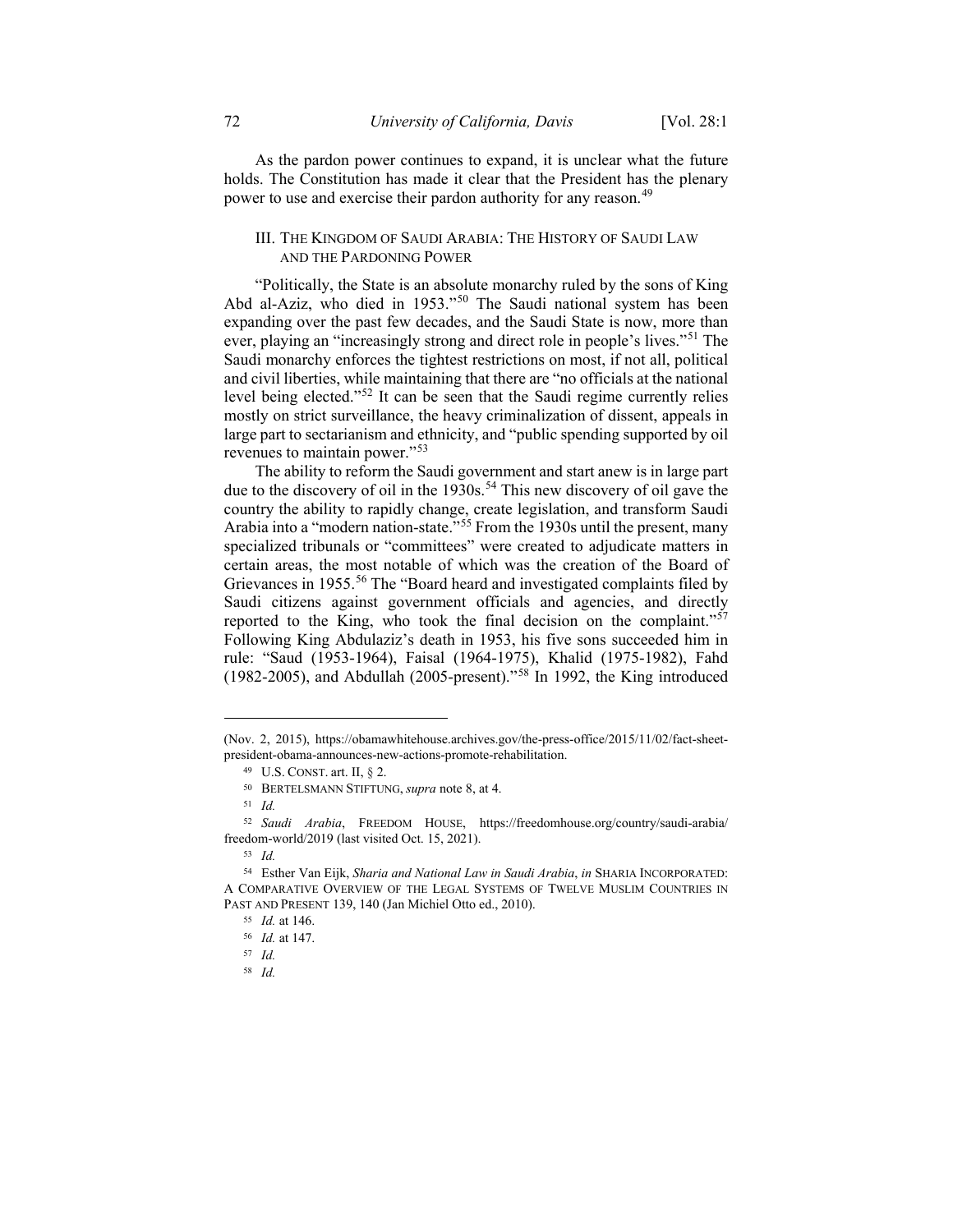As the pardon power continues to expand, it is unclear what the future holds. The Constitution has made it clear that the President has the plenary power to use and exercise their pardon authority for any reason.[49]

## III. The Kingdom of Saudi Arabia: The History of Saudi Law and the Pardoning Power

"Politically, the State is an absolute monarchy ruled by the sons of King Abd al-Aziz, who died in 1953."[50] The Saudi national system has been expanding over the past few decades, and the Saudi State is now, more than ever, playing an "increasingly strong and direct role in people's lives."[51] The Saudi monarchy enforces the tightest restrictions on most, if not all, political and civil liberties, while maintaining that there are "no officials at the national level being elected."[52] It can be seen that the Saudi regime currently relies mostly on strict surveillance, the heavy criminalization of dissent, appeals in large part to sectarianism and ethnicity, and "public spending supported by oil revenues to maintain power."[53]

The ability to reform the Saudi government and start anew is in large part due to the discovery of oil in the 1930s.[54] This new discovery of oil gave the country the ability to rapidly change, create legislation, and transform Saudi Arabia into a "modern nation-state."[55] From the 1930s until the present, many specialized tribunals or "committees" were created to adjudicate matters in certain areas, the most notable of which was the creation of the Board of Grievances in 1955.[56] The "Board heard and investigated complaints filed by Saudi citizens against government officials and agencies, and directly reported to the King, who took the final decision on the complaint."[57] Following King Abdulaziz's death in 1953, his five sons succeeded him in rule: "Saud (1953-1964), Faisal (1964-1975), Khalid (1975-1982), Fahd (1982-2005), and Abdullah (2005-present)."[58] In 1992, the King introduced

---

(Nov. 2, 2015), https://obamawhitehouse.archives.gov/the-press-office/2015/11/02/fact-sheet-president-obama-announces-new-actions-promote-rehabilitation.

[49] U.S. Const. art. II, § 2.

[50] Bertelsmann Stiftung, *supra* note 8, at 4.

[51] *Id.*

[52] *Saudi Arabia*, Freedom House, https://freedomhouse.org/country/saudi-arabia/freedom-world/2019 (last visited Oct. 15, 2021).

[53] *Id.*

[54] Esther Van Eijk, *Sharia and National Law in Saudi Arabia*, *in* Sharia Incorporated: A Comparative Overview of the Legal Systems of Twelve Muslim Countries in Past and Present 139, 140 (Jan Michiel Otto ed., 2010).

[55] *Id.* at 146.

[56] *Id.* at 147.

[57] *Id.*

[58] *Id.*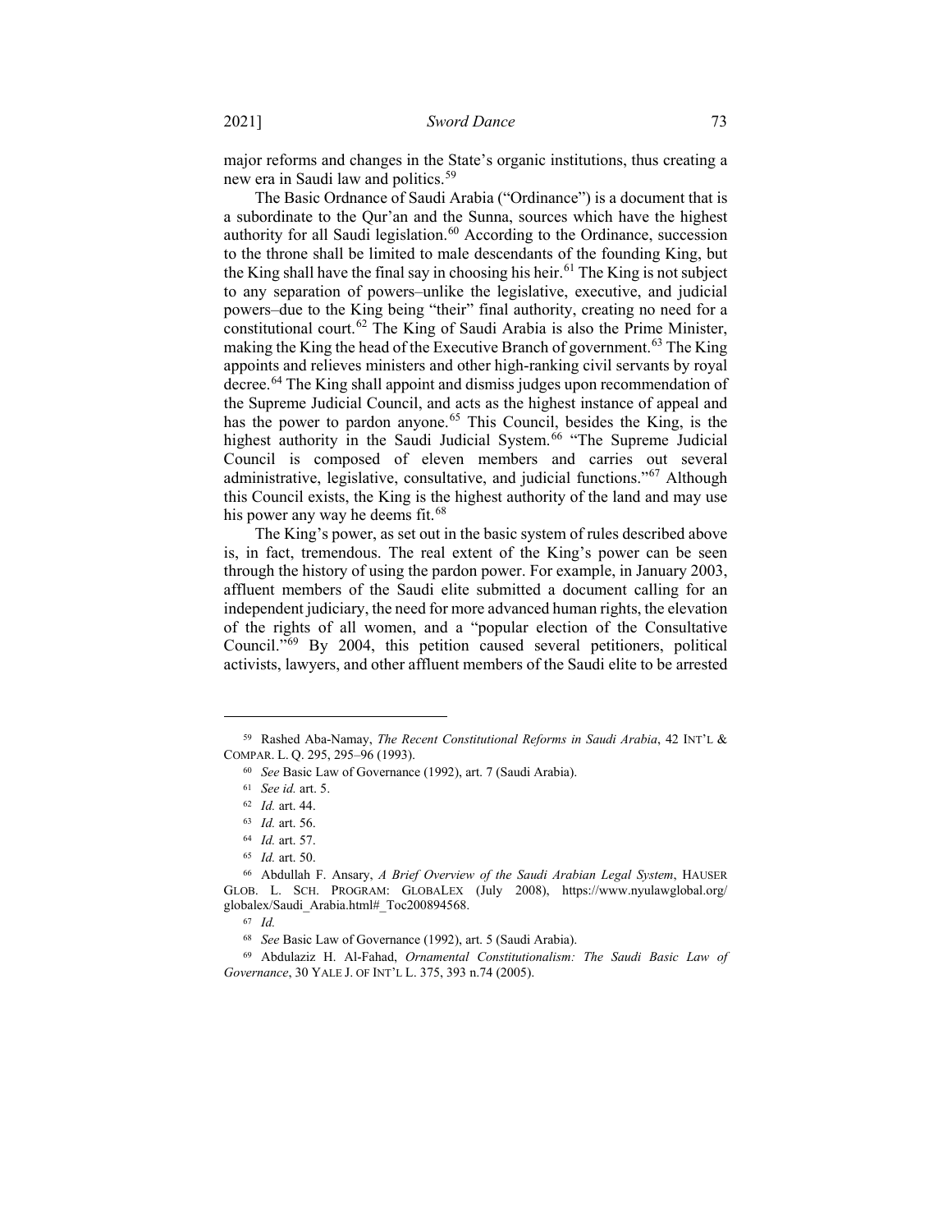major reforms and changes in the State's organic institutions, thus creating a new era in Saudi law and politics.[59]

The Basic Ordnance of Saudi Arabia ("Ordinance") is a document that is a subordinate to the Qur'an and the Sunna, sources which have the highest authority for all Saudi legislation.[60] According to the Ordinance, succession to the throne shall be limited to male descendants of the founding King, but the King shall have the final say in choosing his heir.[61] The King is not subject to any separation of powers–unlike the legislative, executive, and judicial powers–due to the King being "their" final authority, creating no need for a constitutional court.[62] The King of Saudi Arabia is also the Prime Minister, making the King the head of the Executive Branch of government.[63] The King appoints and relieves ministers and other high-ranking civil servants by royal decree.[64] The King shall appoint and dismiss judges upon recommendation of the Supreme Judicial Council, and acts as the highest instance of appeal and has the power to pardon anyone.[65] This Council, besides the King, is the highest authority in the Saudi Judicial System.[66] "The Supreme Judicial Council is composed of eleven members and carries out several administrative, legislative, consultative, and judicial functions."[67] Although this Council exists, the King is the highest authority of the land and may use his power any way he deems fit.[68]

The King's power, as set out in the basic system of rules described above is, in fact, tremendous. The real extent of the King's power can be seen through the history of using the pardon power. For example, in January 2003, affluent members of the Saudi elite submitted a document calling for an independent judiciary, the need for more advanced human rights, the elevation of the rights of all women, and a "popular election of the Consultative Council."[69] By 2004, this petition caused several petitioners, political activists, lawyers, and other affluent members of the Saudi elite to be arrested

---

[59] Rashed Aba-Namay, *The Recent Constitutional Reforms in Saudi Arabia*, 42 INT'L & COMPAR. L. Q. 295, 295–96 (1993).

[60] *See* Basic Law of Governance (1992), art. 7 (Saudi Arabia).

[61] *See id.* art. 5.

[62] *Id.* art. 44.

[63] *Id.* art. 56.

[64] *Id.* art. 57.

[65] *Id.* art. 50.

[66] Abdullah F. Ansary, *A Brief Overview of the Saudi Arabian Legal System*, HAUSER GLOB. L. SCH. PROGRAM: GLOBALEX (July 2008), https://www.nyulawglobal.org/globalex/Saudi_Arabia.html#_Toc200894568.

[67] *Id.*

[68] *See* Basic Law of Governance (1992), art. 5 (Saudi Arabia).

[69] Abdulaziz H. Al-Fahad, *Ornamental Constitutionalism: The Saudi Basic Law of Governance*, 30 YALE J. OF INT'L L. 375, 393 n.74 (2005).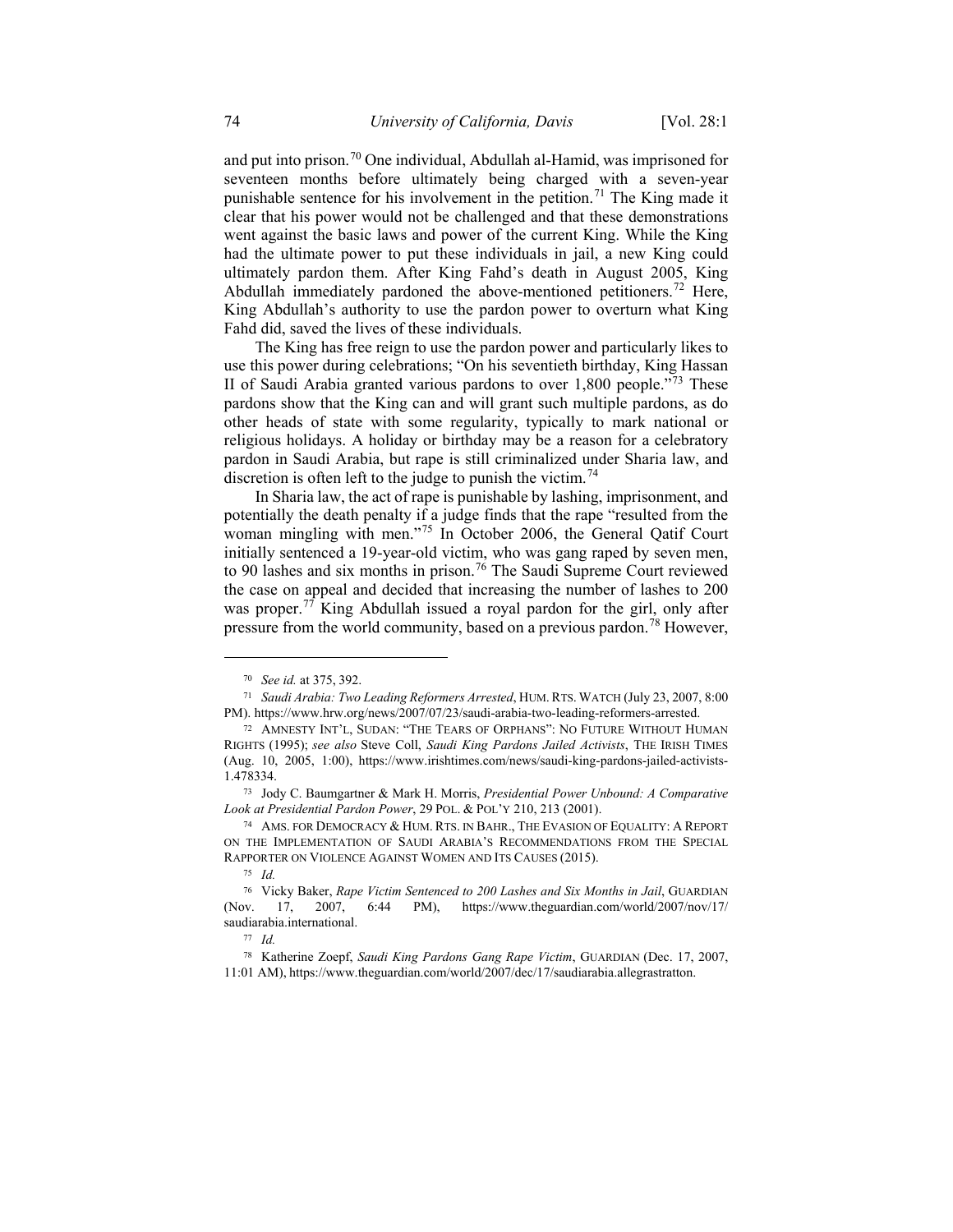and put into prison.[70] One individual, Abdullah al-Hamid, was imprisoned for seventeen months before ultimately being charged with a seven-year punishable sentence for his involvement in the petition.[71] The King made it clear that his power would not be challenged and that these demonstrations went against the basic laws and power of the current King. While the King had the ultimate power to put these individuals in jail, a new King could ultimately pardon them. After King Fahd's death in August 2005, King Abdullah immediately pardoned the above-mentioned petitioners.[72] Here, King Abdullah's authority to use the pardon power to overturn what King Fahd did, saved the lives of these individuals.

The King has free reign to use the pardon power and particularly likes to use this power during celebrations; "On his seventieth birthday, King Hassan II of Saudi Arabia granted various pardons to over 1,800 people."[73] These pardons show that the King can and will grant such multiple pardons, as do other heads of state with some regularity, typically to mark national or religious holidays. A holiday or birthday may be a reason for a celebratory pardon in Saudi Arabia, but rape is still criminalized under Sharia law, and discretion is often left to the judge to punish the victim.[74]

In Sharia law, the act of rape is punishable by lashing, imprisonment, and potentially the death penalty if a judge finds that the rape "resulted from the woman mingling with men."[75] In October 2006, the General Qatif Court initially sentenced a 19-year-old victim, who was gang raped by seven men, to 90 lashes and six months in prison.[76] The Saudi Supreme Court reviewed the case on appeal and decided that increasing the number of lashes to 200 was proper.[77] King Abdullah issued a royal pardon for the girl, only after pressure from the world community, based on a previous pardon.[78] However,

---

[70] *See id.* at 375, 392.

[71] *Saudi Arabia: Two Leading Reformers Arrested*, HUM. RTS. WATCH (July 23, 2007, 8:00 PM). https://www.hrw.org/news/2007/07/23/saudi-arabia-two-leading-reformers-arrested.

[72] AMNESTY INT'L, SUDAN: "THE TEARS OF ORPHANS": NO FUTURE WITHOUT HUMAN RIGHTS (1995); *see also* Steve Coll, *Saudi King Pardons Jailed Activists*, THE IRISH TIMES (Aug. 10, 2005, 1:00), https://www.irishtimes.com/news/saudi-king-pardons-jailed-activists-1.478334.

[73] Jody C. Baumgartner & Mark H. Morris, *Presidential Power Unbound: A Comparative Look at Presidential Pardon Power*, 29 POL. & POL'Y 210, 213 (2001).

[74] AMS. FOR DEMOCRACY & HUM. RTS. IN BAHR., THE EVASION OF EQUALITY: A REPORT ON THE IMPLEMENTATION OF SAUDI ARABIA'S RECOMMENDATIONS FROM THE SPECIAL RAPPORTER ON VIOLENCE AGAINST WOMEN AND ITS CAUSES (2015).

[75] *Id.*

[76] Vicky Baker, *Rape Victim Sentenced to 200 Lashes and Six Months in Jail*, GUARDIAN (Nov. 17, 2007, 6:44 PM), https://www.theguardian.com/world/2007/nov/17/saudiarabia.international.

[77] *Id.*

[78] Katherine Zoepf, *Saudi King Pardons Gang Rape Victim*, GUARDIAN (Dec. 17, 2007, 11:01 AM), https://www.theguardian.com/world/2007/dec/17/saudiarabia.allegrastratton.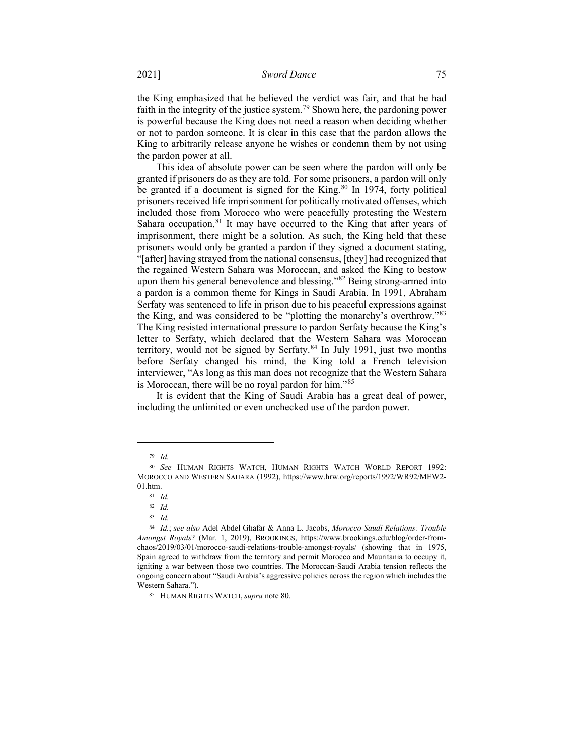the King emphasized that he believed the verdict was fair, and that he had faith in the integrity of the justice system.[79] Shown here, the pardoning power is powerful because the King does not need a reason when deciding whether or not to pardon someone. It is clear in this case that the pardon allows the King to arbitrarily release anyone he wishes or condemn them by not using the pardon power at all.

This idea of absolute power can be seen where the pardon will only be granted if prisoners do as they are told. For some prisoners, a pardon will only be granted if a document is signed for the King.[80] In 1974, forty political prisoners received life imprisonment for politically motivated offenses, which included those from Morocco who were peacefully protesting the Western Sahara occupation.[81] It may have occurred to the King that after years of imprisonment, there might be a solution. As such, the King held that these prisoners would only be granted a pardon if they signed a document stating, "[after] having strayed from the national consensus, [they] had recognized that the regained Western Sahara was Moroccan, and asked the King to bestow upon them his general benevolence and blessing."[82] Being strong-armed into a pardon is a common theme for Kings in Saudi Arabia. In 1991, Abraham Serfaty was sentenced to life in prison due to his peaceful expressions against the King, and was considered to be "plotting the monarchy's overthrow."[83] The King resisted international pressure to pardon Serfaty because the King's letter to Serfaty, which declared that the Western Sahara was Moroccan territory, would not be signed by Serfaty.[84] In July 1991, just two months before Serfaty changed his mind, the King told a French television interviewer, "As long as this man does not recognize that the Western Sahara is Moroccan, there will be no royal pardon for him."[85]

It is evident that the King of Saudi Arabia has a great deal of power, including the unlimited or even unchecked use of the pardon power.

---

[79] *Id.*

[80] *See* HUMAN RIGHTS WATCH, HUMAN RIGHTS WATCH WORLD REPORT 1992: MOROCCO AND WESTERN SAHARA (1992), https://www.hrw.org/reports/1992/WR92/MEW2-01.htm.

[81] *Id.*

[82] *Id.*

[83] *Id.*

[84] *Id.*; *see also* Adel Abdel Ghafar & Anna L. Jacobs, *Morocco-Saudi Relations: Trouble Amongst Royals*? (Mar. 1, 2019), BROOKINGS, https://www.brookings.edu/blog/order-from-chaos/2019/03/01/morocco-saudi-relations-trouble-amongst-royals/ (showing that in 1975, Spain agreed to withdraw from the territory and permit Morocco and Mauritania to occupy it, igniting a war between those two countries. The Moroccan-Saudi Arabia tension reflects the ongoing concern about "Saudi Arabia's aggressive policies across the region which includes the Western Sahara.").

[85] HUMAN RIGHTS WATCH, *supra* note 80.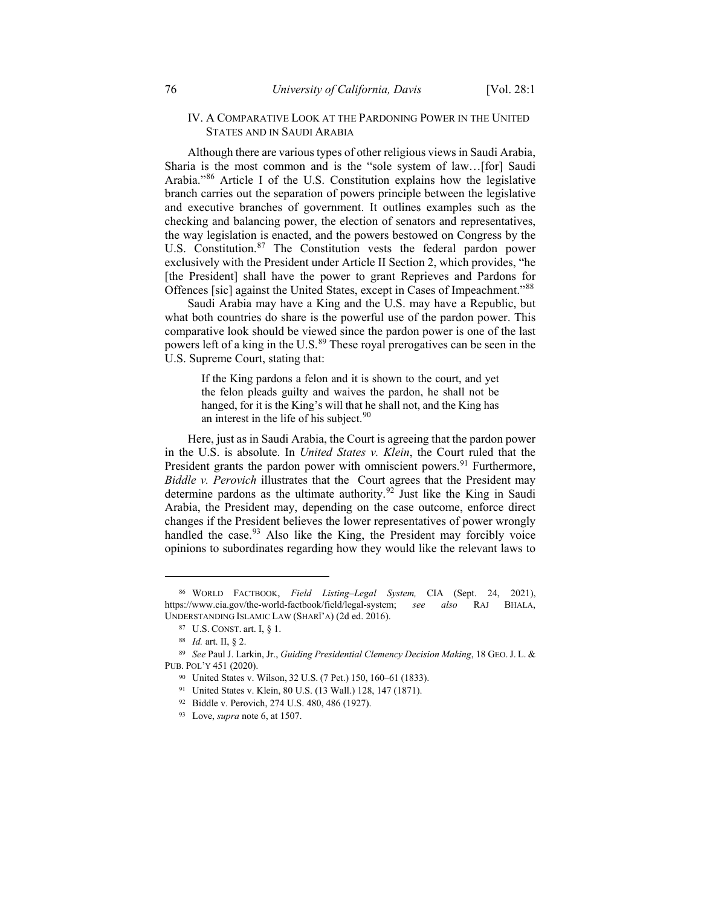## IV. A Comparative Look at the Pardoning Power in the United States and in Saudi Arabia

Although there are various types of other religious views in Saudi Arabia, Sharia is the most common and is the "sole system of law…[for] Saudi Arabia."[86] Article I of the U.S. Constitution explains how the legislative branch carries out the separation of powers principle between the legislative and executive branches of government. It outlines examples such as the checking and balancing power, the election of senators and representatives, the way legislation is enacted, and the powers bestowed on Congress by the U.S. Constitution.[87] The Constitution vests the federal pardon power exclusively with the President under Article II Section 2, which provides, "he [the President] shall have the power to grant Reprieves and Pardons for Offences [sic] against the United States, except in Cases of Impeachment."[88]

Saudi Arabia may have a King and the U.S. may have a Republic, but what both countries do share is the powerful use of the pardon power. This comparative look should be viewed since the pardon power is one of the last powers left of a king in the U.S.[89] These royal prerogatives can be seen in the U.S. Supreme Court, stating that:

> If the King pardons a felon and it is shown to the court, and yet the felon pleads guilty and waives the pardon, he shall not be hanged, for it is the King's will that he shall not, and the King has an interest in the life of his subject.[90]

Here, just as in Saudi Arabia, the Court is agreeing that the pardon power in the U.S. is absolute. In *United States v. Klein*, the Court ruled that the President grants the pardon power with omniscient powers.[91] Furthermore, *Biddle v. Perovich* illustrates that the Court agrees that the President may determine pardons as the ultimate authority.[92] Just like the King in Saudi Arabia, the President may, depending on the case outcome, enforce direct changes if the President believes the lower representatives of power wrongly handled the case.[93] Also like the King, the President may forcibly voice opinions to subordinates regarding how they would like the relevant laws to

---

[86] World Factbook, *Field Listing–Legal System,* CIA (Sept. 24, 2021), https://www.cia.gov/the-world-factbook/field/legal-system; *see also* Raj Bhala, Understanding Islamic Law (Sharī'a) (2d ed. 2016).

[87] U.S. Const. art. I, § 1.

[88] *Id.* art. II, § 2.

[89] *See* Paul J. Larkin, Jr., *Guiding Presidential Clemency Decision Making*, 18 Geo. J. L. & Pub. Pol'y 451 (2020).

[90] United States v. Wilson, 32 U.S. (7 Pet.) 150, 160–61 (1833).

[91] United States v. Klein, 80 U.S. (13 Wall.) 128, 147 (1871).

[92] Biddle v. Perovich, 274 U.S. 480, 486 (1927).

[93] Love, *supra* note 6, at 1507.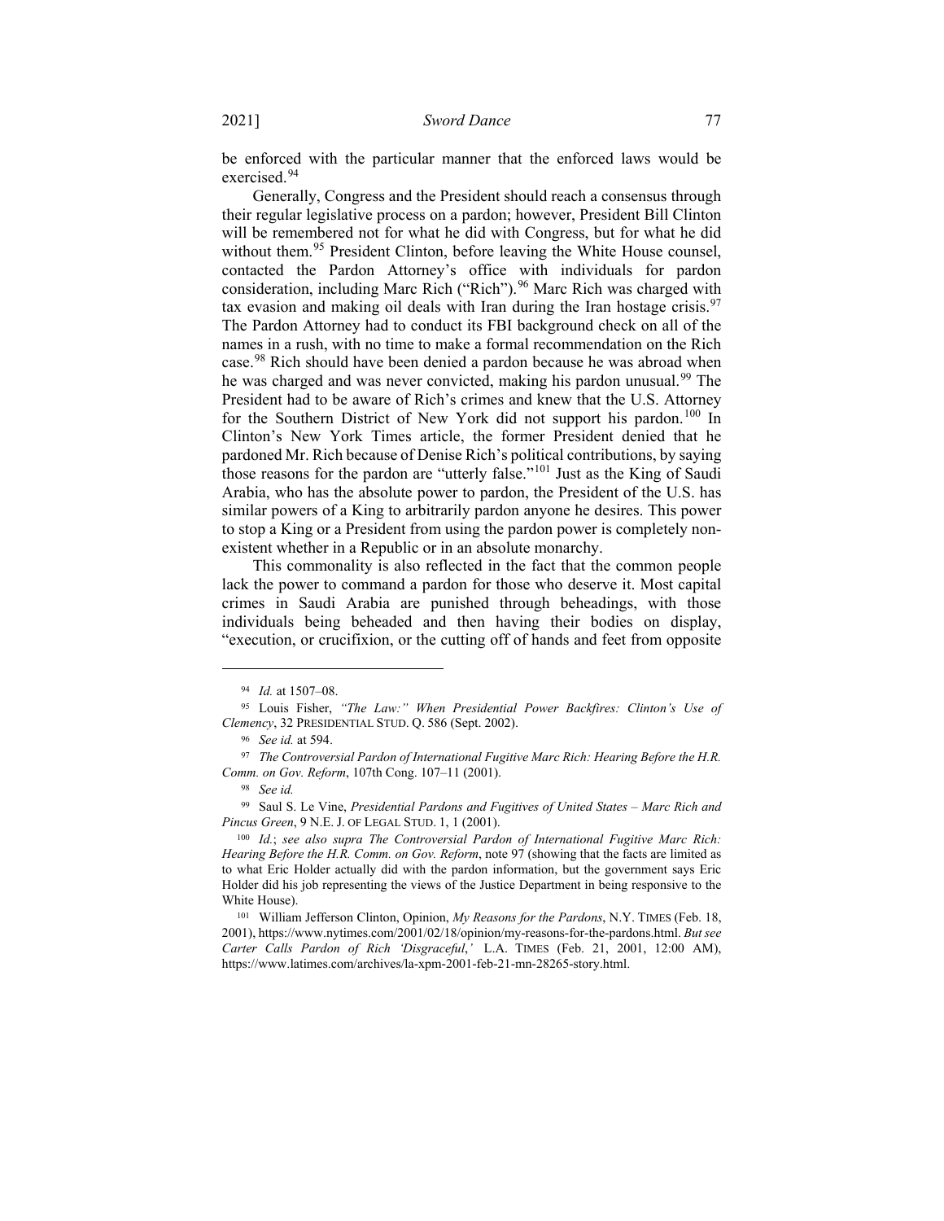be enforced with the particular manner that the enforced laws would be exercised.[94]

Generally, Congress and the President should reach a consensus through their regular legislative process on a pardon; however, President Bill Clinton will be remembered not for what he did with Congress, but for what he did without them.[95] President Clinton, before leaving the White House counsel, contacted the Pardon Attorney's office with individuals for pardon consideration, including Marc Rich ("Rich").[96] Marc Rich was charged with tax evasion and making oil deals with Iran during the Iran hostage crisis.[97] The Pardon Attorney had to conduct its FBI background check on all of the names in a rush, with no time to make a formal recommendation on the Rich case.[98] Rich should have been denied a pardon because he was abroad when he was charged and was never convicted, making his pardon unusual.[99] The President had to be aware of Rich's crimes and knew that the U.S. Attorney for the Southern District of New York did not support his pardon.[100] In Clinton's New York Times article, the former President denied that he pardoned Mr. Rich because of Denise Rich's political contributions, by saying those reasons for the pardon are "utterly false."[101] Just as the King of Saudi Arabia, who has the absolute power to pardon, the President of the U.S. has similar powers of a King to arbitrarily pardon anyone he desires. This power to stop a King or a President from using the pardon power is completely non-existent whether in a Republic or in an absolute monarchy.

This commonality is also reflected in the fact that the common people lack the power to command a pardon for those who deserve it. Most capital crimes in Saudi Arabia are punished through beheadings, with those individuals being beheaded and then having their bodies on display, "execution, or crucifixion, or the cutting off of hands and feet from opposite

---

[94] *Id.* at 1507–08.

[95] Louis Fisher, *"The Law:" When Presidential Power Backfires: Clinton's Use of Clemency*, 32 PRESIDENTIAL STUD. Q. 586 (Sept. 2002).

[96] *See id.* at 594.

[97] *The Controversial Pardon of International Fugitive Marc Rich: Hearing Before the H.R. Comm. on Gov. Reform*, 107th Cong. 107–11 (2001).

[98] *See id.*

[99] Saul S. Le Vine, *Presidential Pardons and Fugitives of United States – Marc Rich and Pincus Green*, 9 N.E. J. OF LEGAL STUD. 1, 1 (2001).

[100] *Id.*; *see also supra The Controversial Pardon of International Fugitive Marc Rich: Hearing Before the H.R. Comm. on Gov. Reform*, note 97 (showing that the facts are limited as to what Eric Holder actually did with the pardon information, but the government says Eric Holder did his job representing the views of the Justice Department in being responsive to the White House).

[101] William Jefferson Clinton, Opinion, *My Reasons for the Pardons*, N.Y. TIMES (Feb. 18, 2001), https://www.nytimes.com/2001/02/18/opinion/my-reasons-for-the-pardons.html. *But see Carter Calls Pardon of Rich 'Disgraceful*,*'* L.A. TIMES (Feb. 21, 2001, 12:00 AM), https://www.latimes.com/archives/la-xpm-2001-feb-21-mn-28265-story.html.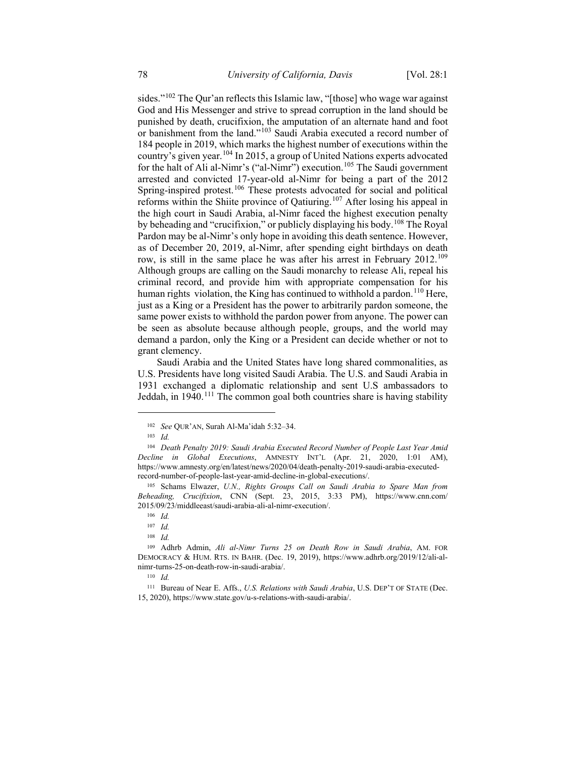sides."[102] The Qur'an reflects this Islamic law, "[those] who wage war against God and His Messenger and strive to spread corruption in the land should be punished by death, crucifixion, the amputation of an alternate hand and foot or banishment from the land."[103] Saudi Arabia executed a record number of 184 people in 2019, which marks the highest number of executions within the country's given year.[104] In 2015, a group of United Nations experts advocated for the halt of Ali al-Nimr's ("al-Nimr") execution.[105] The Saudi government arrested and convicted 17-year-old al-Nimr for being a part of the 2012 Spring-inspired protest.[106] These protests advocated for social and political reforms within the Shiite province of Qatiuring.[107] After losing his appeal in the high court in Saudi Arabia, al-Nimr faced the highest execution penalty by beheading and "crucifixion," or publicly displaying his body.[108] The Royal Pardon may be al-Nimr's only hope in avoiding this death sentence. However, as of December 20, 2019, al-Nimr, after spending eight birthdays on death row, is still in the same place he was after his arrest in February 2012.[109] Although groups are calling on the Saudi monarchy to release Ali, repeal his criminal record, and provide him with appropriate compensation for his human rights violation, the King has continued to withhold a pardon.[110] Here, just as a King or a President has the power to arbitrarily pardon someone, the same power exists to withhold the pardon power from anyone. The power can be seen as absolute because although people, groups, and the world may demand a pardon, only the King or a President can decide whether or not to grant clemency.

Saudi Arabia and the United States have long shared commonalities, as U.S. Presidents have long visited Saudi Arabia. The U.S. and Saudi Arabia in 1931 exchanged a diplomatic relationship and sent U.S ambassadors to Jeddah, in 1940.[111] The common goal both countries share is having stability

---

[102] *See* QUR'AN, Surah Al-Ma'idah 5:32–34.

[103] *Id.*

[104] *Death Penalty 2019: Saudi Arabia Executed Record Number of People Last Year Amid Decline in Global Executions*, AMNESTY INT'L (Apr. 21, 2020, 1:01 AM), https://www.amnesty.org/en/latest/news/2020/04/death-penalty-2019-saudi-arabia-executed-record-number-of-people-last-year-amid-decline-in-global-executions/.

[105] Schams Elwazer, *U.N., Rights Groups Call on Saudi Arabia to Spare Man from Beheading, Crucifixion*, CNN (Sept. 23, 2015, 3:33 PM), https://www.cnn.com/2015/09/23/middleeast/saudi-arabia-ali-al-nimr-execution/.

[106] *Id.*

[107] *Id.*

[108] *Id.*

[109] Adhrb Admin, *Ali al-Nimr Turns 25 on Death Row in Saudi Arabia*, AM. FOR DEMOCRACY & HUM. RTS. IN BAHR. (Dec. 19, 2019), https://www.adhrb.org/2019/12/ali-al-nimr-turns-25-on-death-row-in-saudi-arabia/.

[110] *Id.*

[111] Bureau of Near E. Affs., *U.S. Relations with Saudi Arabia*, U.S. DEP'T OF STATE (Dec. 15, 2020), https://www.state.gov/u-s-relations-with-saudi-arabia/.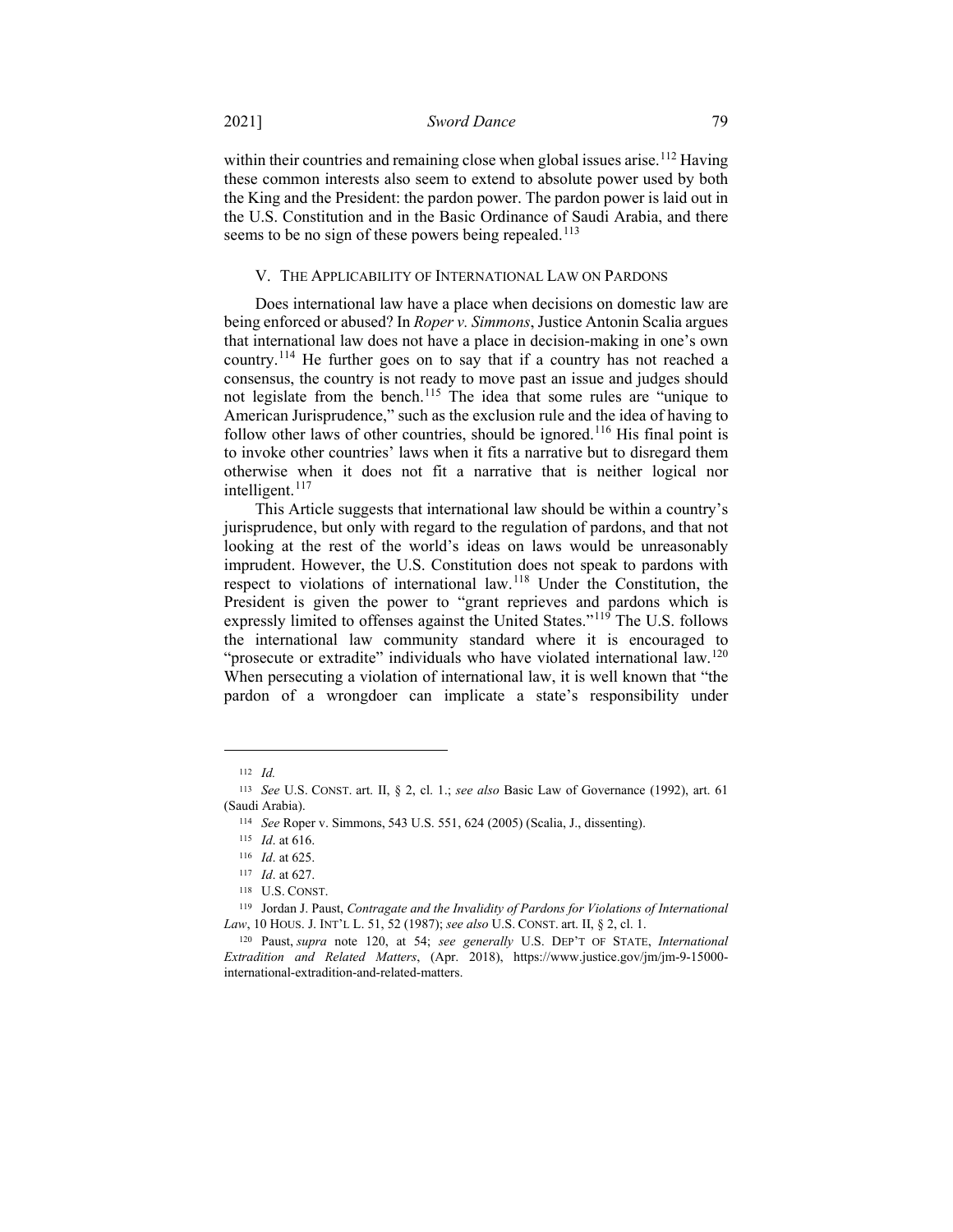within their countries and remaining close when global issues arise.[112] Having these common interests also seem to extend to absolute power used by both the King and the President: the pardon power. The pardon power is laid out in the U.S. Constitution and in the Basic Ordinance of Saudi Arabia, and there seems to be no sign of these powers being repealed.[113]

## V. THE APPLICABILITY OF INTERNATIONAL LAW ON PARDONS

Does international law have a place when decisions on domestic law are being enforced or abused? In *Roper v. Simmons*, Justice Antonin Scalia argues that international law does not have a place in decision-making in one's own country.[114] He further goes on to say that if a country has not reached a consensus, the country is not ready to move past an issue and judges should not legislate from the bench.[115] The idea that some rules are "unique to American Jurisprudence," such as the exclusion rule and the idea of having to follow other laws of other countries, should be ignored.[116] His final point is to invoke other countries' laws when it fits a narrative but to disregard them otherwise when it does not fit a narrative that is neither logical nor intelligent.[117]

This Article suggests that international law should be within a country's jurisprudence, but only with regard to the regulation of pardons, and that not looking at the rest of the world's ideas on laws would be unreasonably imprudent. However, the U.S. Constitution does not speak to pardons with respect to violations of international law.[118] Under the Constitution, the President is given the power to "grant reprieves and pardons which is expressly limited to offenses against the United States."[119] The U.S. follows the international law community standard where it is encouraged to "prosecute or extradite" individuals who have violated international law.[120] When persecuting a violation of international law, it is well known that "the pardon of a wrongdoer can implicate a state's responsibility under

---

[112] *Id.*

[113] *See* U.S. CONST. art. II, § 2, cl. 1.; *see also* Basic Law of Governance (1992), art. 61 (Saudi Arabia).

[114] *See* Roper v. Simmons, 543 U.S. 551, 624 (2005) (Scalia, J., dissenting).

[115] *Id*. at 616.

[116] *Id*. at 625.

[117] *Id*. at 627.

[118] U.S. CONST.

[119] Jordan J. Paust, *Contragate and the Invalidity of Pardons for Violations of International Law*, 10 HOUS. J. INT'L L. 51, 52 (1987); *see also* U.S. CONST. art. II, § 2, cl. 1.

[120] Paust, *supra* note 120, at 54; *see generally* U.S. DEP'T OF STATE, *International Extradition and Related Matters*, (Apr. 2018), https://www.justice.gov/jm/jm-9-15000-international-extradition-and-related-matters.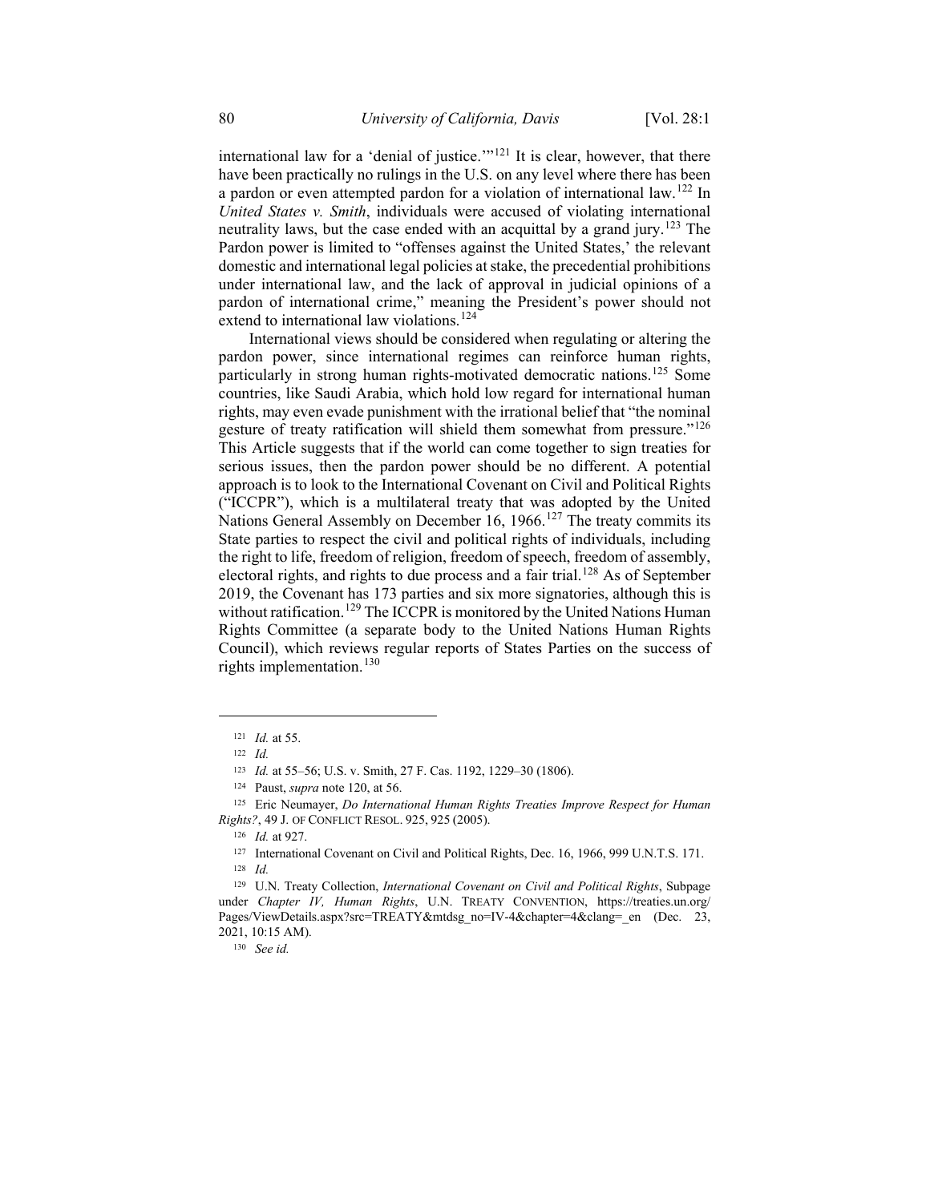international law for a 'denial of justice.'"[121] It is clear, however, that there have been practically no rulings in the U.S. on any level where there has been a pardon or even attempted pardon for a violation of international law.[122] In *United States v. Smith*, individuals were accused of violating international neutrality laws, but the case ended with an acquittal by a grand jury.[123] The Pardon power is limited to "offenses against the United States,' the relevant domestic and international legal policies at stake, the precedential prohibitions under international law, and the lack of approval in judicial opinions of a pardon of international crime," meaning the President's power should not extend to international law violations.[124]

International views should be considered when regulating or altering the pardon power, since international regimes can reinforce human rights, particularly in strong human rights-motivated democratic nations.[125] Some countries, like Saudi Arabia, which hold low regard for international human rights, may even evade punishment with the irrational belief that "the nominal gesture of treaty ratification will shield them somewhat from pressure."[126] This Article suggests that if the world can come together to sign treaties for serious issues, then the pardon power should be no different. A potential approach is to look to the International Covenant on Civil and Political Rights ("ICCPR"), which is a multilateral treaty that was adopted by the United Nations General Assembly on December 16, 1966.[127] The treaty commits its State parties to respect the civil and political rights of individuals, including the right to life, freedom of religion, freedom of speech, freedom of assembly, electoral rights, and rights to due process and a fair trial.[128] As of September 2019, the Covenant has 173 parties and six more signatories, although this is without ratification.[129] The ICCPR is monitored by the United Nations Human Rights Committee (a separate body to the United Nations Human Rights Council), which reviews regular reports of States Parties on the success of rights implementation.[130]

---

[121] *Id.* at 55.

[122] *Id.*

[123] *Id.* at 55–56; U.S. v. Smith, 27 F. Cas. 1192, 1229–30 (1806).

[124] Paust, *supra* note 120, at 56.

[125] Eric Neumayer, *Do International Human Rights Treaties Improve Respect for Human Rights?*, 49 J. OF CONFLICT RESOL. 925, 925 (2005).

[126] *Id.* at 927.

[127] International Covenant on Civil and Political Rights, Dec. 16, 1966, 999 U.N.T.S. 171.

[128] *Id.*

[129] U.N. Treaty Collection, *International Covenant on Civil and Political Rights*, Subpage under *Chapter IV, Human Rights*, U.N. TREATY CONVENTION, https://treaties.un.org/Pages/ViewDetails.aspx?src=TREATY&mtdsg_no=IV-4&chapter=4&clang=_en (Dec. 23, 2021, 10:15 AM).

[130] *See id.*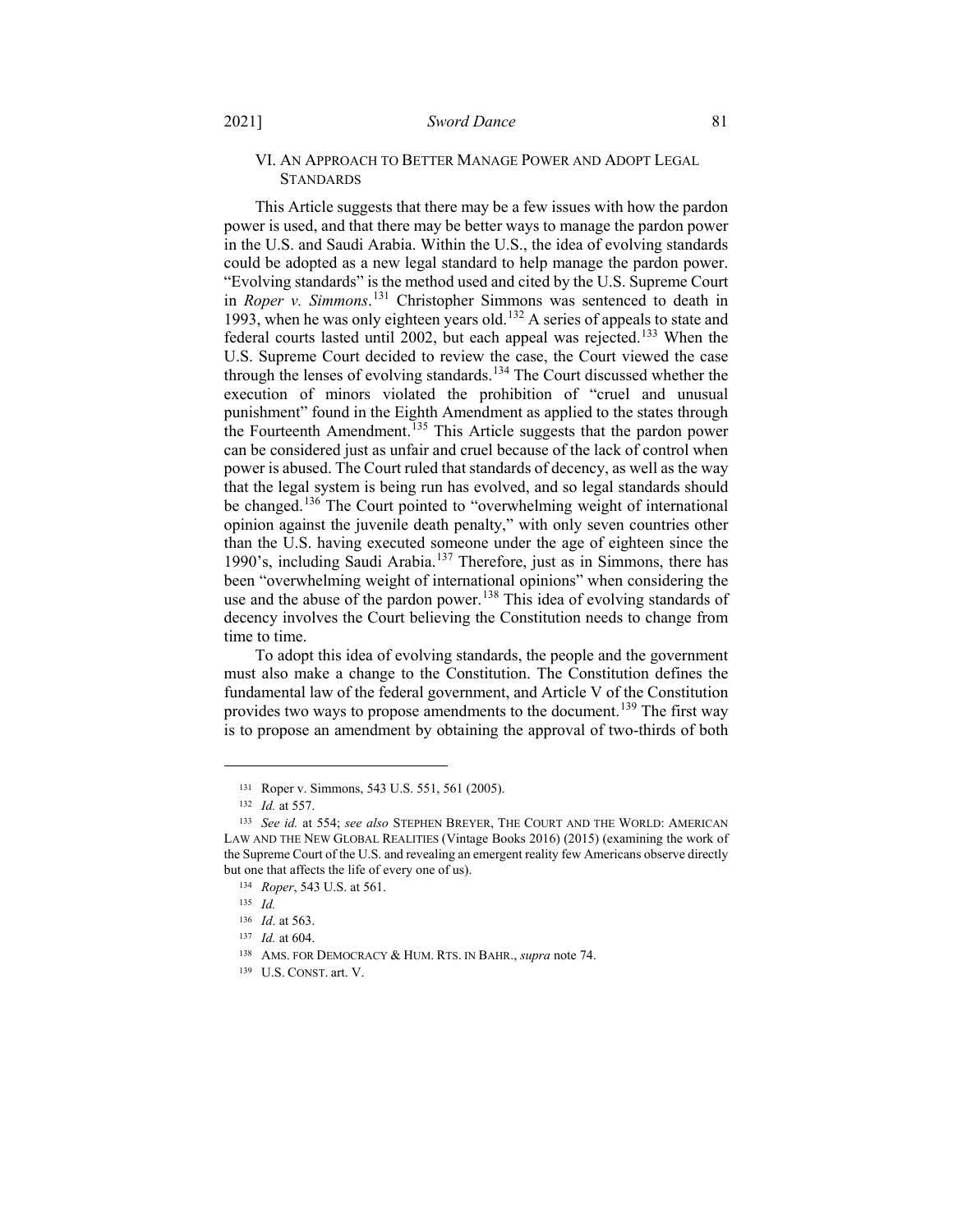## VI. An Approach to Better Manage Power and Adopt Legal Standards

This Article suggests that there may be a few issues with how the pardon power is used, and that there may be better ways to manage the pardon power in the U.S. and Saudi Arabia. Within the U.S., the idea of evolving standards could be adopted as a new legal standard to help manage the pardon power. "Evolving standards" is the method used and cited by the U.S. Supreme Court in *Roper v. Simmons*.[131] Christopher Simmons was sentenced to death in 1993, when he was only eighteen years old.[132] A series of appeals to state and federal courts lasted until 2002, but each appeal was rejected.[133] When the U.S. Supreme Court decided to review the case, the Court viewed the case through the lenses of evolving standards.[134] The Court discussed whether the execution of minors violated the prohibition of "cruel and unusual punishment" found in the Eighth Amendment as applied to the states through the Fourteenth Amendment.[135] This Article suggests that the pardon power can be considered just as unfair and cruel because of the lack of control when power is abused. The Court ruled that standards of decency, as well as the way that the legal system is being run has evolved, and so legal standards should be changed.[136] The Court pointed to "overwhelming weight of international opinion against the juvenile death penalty," with only seven countries other than the U.S. having executed someone under the age of eighteen since the 1990's, including Saudi Arabia.[137] Therefore, just as in Simmons, there has been "overwhelming weight of international opinions" when considering the use and the abuse of the pardon power.[138] This idea of evolving standards of decency involves the Court believing the Constitution needs to change from time to time.

To adopt this idea of evolving standards, the people and the government must also make a change to the Constitution. The Constitution defines the fundamental law of the federal government, and Article V of the Constitution provides two ways to propose amendments to the document.[139] The first way is to propose an amendment by obtaining the approval of two-thirds of both

---

131 Roper v. Simmons, 543 U.S. 551, 561 (2005).

132 *Id.* at 557.

133 *See id.* at 554; *see also* STEPHEN BREYER, THE COURT AND THE WORLD: AMERICAN LAW AND THE NEW GLOBAL REALITIES (Vintage Books 2016) (2015) (examining the work of the Supreme Court of the U.S. and revealing an emergent reality few Americans observe directly but one that affects the life of every one of us).

134 *Roper*, 543 U.S. at 561.

135 *Id.*

136 *Id*. at 563.

137 *Id.* at 604.

138 AMS. FOR DEMOCRACY & HUM. RTS. IN BAHR., *supra* note 74.

139 U.S. CONST. art. V.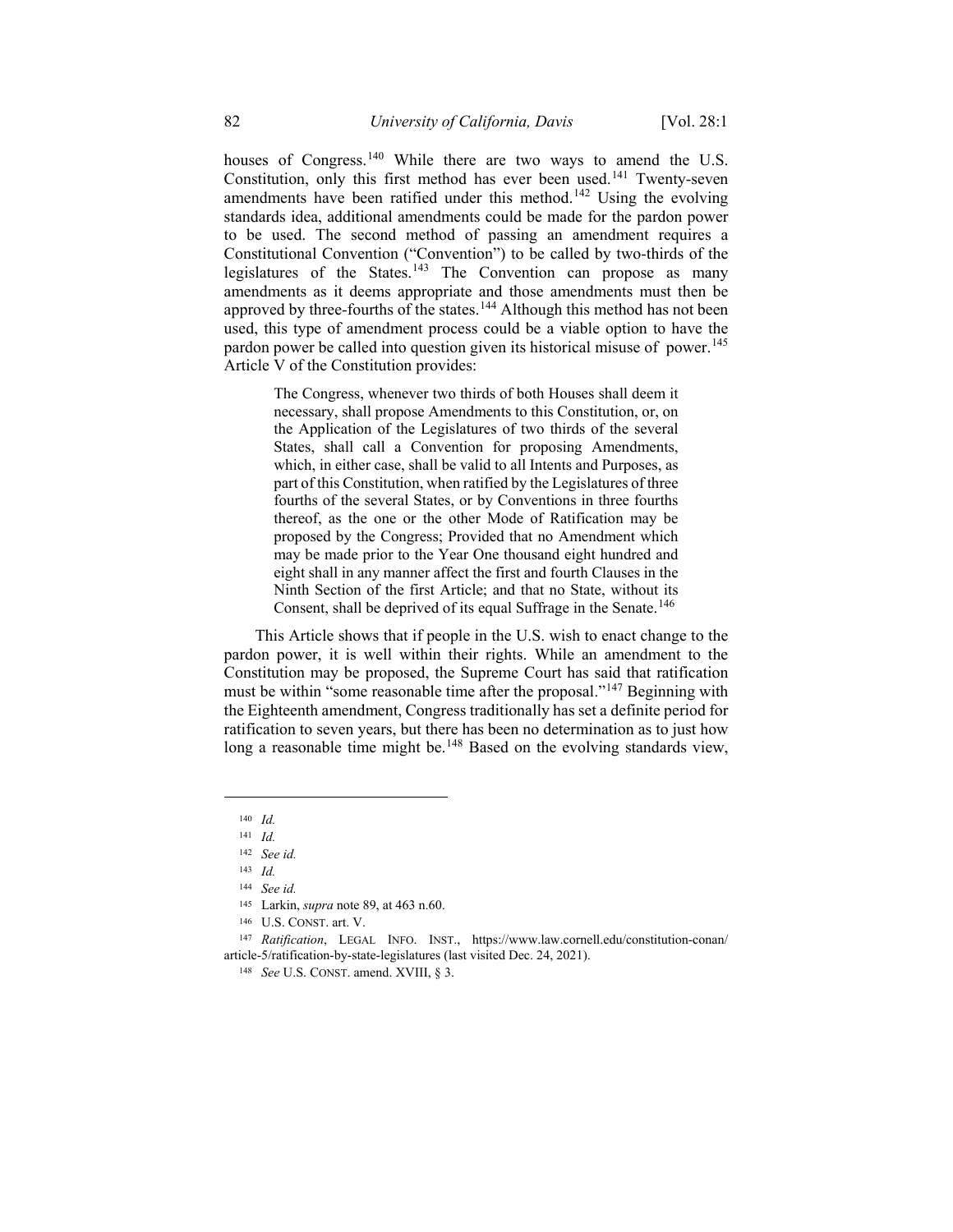houses of Congress.[140] While there are two ways to amend the U.S. Constitution, only this first method has ever been used.[141] Twenty-seven amendments have been ratified under this method.[142] Using the evolving standards idea, additional amendments could be made for the pardon power to be used. The second method of passing an amendment requires a Constitutional Convention ("Convention") to be called by two-thirds of the legislatures of the States.[143] The Convention can propose as many amendments as it deems appropriate and those amendments must then be approved by three-fourths of the states.[144] Although this method has not been used, this type of amendment process could be a viable option to have the pardon power be called into question given its historical misuse of power.[145] Article V of the Constitution provides:

> The Congress, whenever two thirds of both Houses shall deem it necessary, shall propose Amendments to this Constitution, or, on the Application of the Legislatures of two thirds of the several States, shall call a Convention for proposing Amendments, which, in either case, shall be valid to all Intents and Purposes, as part of this Constitution, when ratified by the Legislatures of three fourths of the several States, or by Conventions in three fourths thereof, as the one or the other Mode of Ratification may be proposed by the Congress; Provided that no Amendment which may be made prior to the Year One thousand eight hundred and eight shall in any manner affect the first and fourth Clauses in the Ninth Section of the first Article; and that no State, without its Consent, shall be deprived of its equal Suffrage in the Senate.[146]

This Article shows that if people in the U.S. wish to enact change to the pardon power, it is well within their rights. While an amendment to the Constitution may be proposed, the Supreme Court has said that ratification must be within "some reasonable time after the proposal."[147] Beginning with the Eighteenth amendment, Congress traditionally has set a definite period for ratification to seven years, but there has been no determination as to just how long a reasonable time might be.[148] Based on the evolving standards view,

---

[140] *Id.*

[141] *Id.*

[142] *See id.*

[143] *Id.*

[144] *See id.*

[145] Larkin, *supra* note 89, at 463 n.60.

[146] U.S. CONST. art. V.

[147] *Ratification*, LEGAL INFO. INST., https://www.law.cornell.edu/constitution-conan/article-5/ratification-by-state-legislatures (last visited Dec. 24, 2021).

[148] *See* U.S. CONST. amend. XVIII, § 3.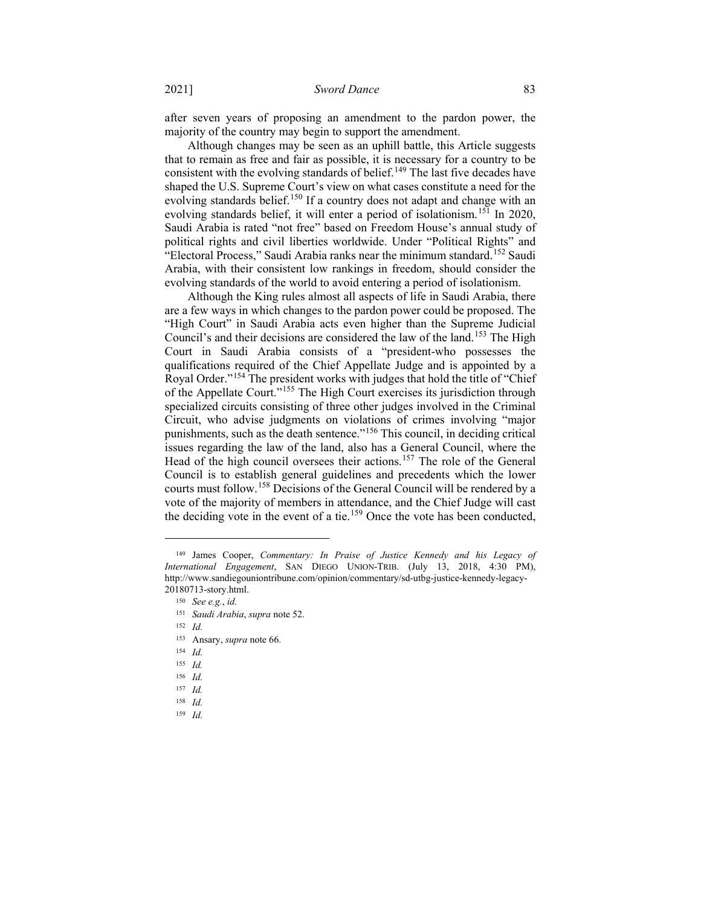after seven years of proposing an amendment to the pardon power, the majority of the country may begin to support the amendment.

Although changes may be seen as an uphill battle, this Article suggests that to remain as free and fair as possible, it is necessary for a country to be consistent with the evolving standards of belief.[149] The last five decades have shaped the U.S. Supreme Court's view on what cases constitute a need for the evolving standards belief.[150] If a country does not adapt and change with an evolving standards belief, it will enter a period of isolationism.[151] In 2020, Saudi Arabia is rated "not free" based on Freedom House's annual study of political rights and civil liberties worldwide. Under "Political Rights" and "Electoral Process," Saudi Arabia ranks near the minimum standard.[152] Saudi Arabia, with their consistent low rankings in freedom, should consider the evolving standards of the world to avoid entering a period of isolationism.

Although the King rules almost all aspects of life in Saudi Arabia, there are a few ways in which changes to the pardon power could be proposed. The "High Court" in Saudi Arabia acts even higher than the Supreme Judicial Council's and their decisions are considered the law of the land.[153] The High Court in Saudi Arabia consists of a "president-who possesses the qualifications required of the Chief Appellate Judge and is appointed by a Royal Order."[154] The president works with judges that hold the title of "Chief of the Appellate Court."[155] The High Court exercises its jurisdiction through specialized circuits consisting of three other judges involved in the Criminal Circuit, who advise judgments on violations of crimes involving "major punishments, such as the death sentence."[156] This council, in deciding critical issues regarding the law of the land, also has a General Council, where the Head of the high council oversees their actions.[157] The role of the General Council is to establish general guidelines and precedents which the lower courts must follow.[158] Decisions of the General Council will be rendered by a vote of the majority of members in attendance, and the Chief Judge will cast the deciding vote in the event of a tie.[159] Once the vote has been conducted,

---

[149] James Cooper, *Commentary: In Praise of Justice Kennedy and his Legacy of International Engagement*, SAN DIEGO UNION-TRIB. (July 13, 2018, 4:30 PM), http://www.sandiegouniontribune.com/opinion/commentary/sd-utbg-justice-kennedy-legacy-20180713-story.html.

[150] *See e.g.*, *id.*

[151] *Saudi Arabia*, *supra* note 52.

[152] *Id.*

[153] Ansary, *supra* note 66.

[154] *Id.*

[155] *Id.*

[156] *Id.*

[157] *Id.*

[158] *Id.*

[159] *Id.*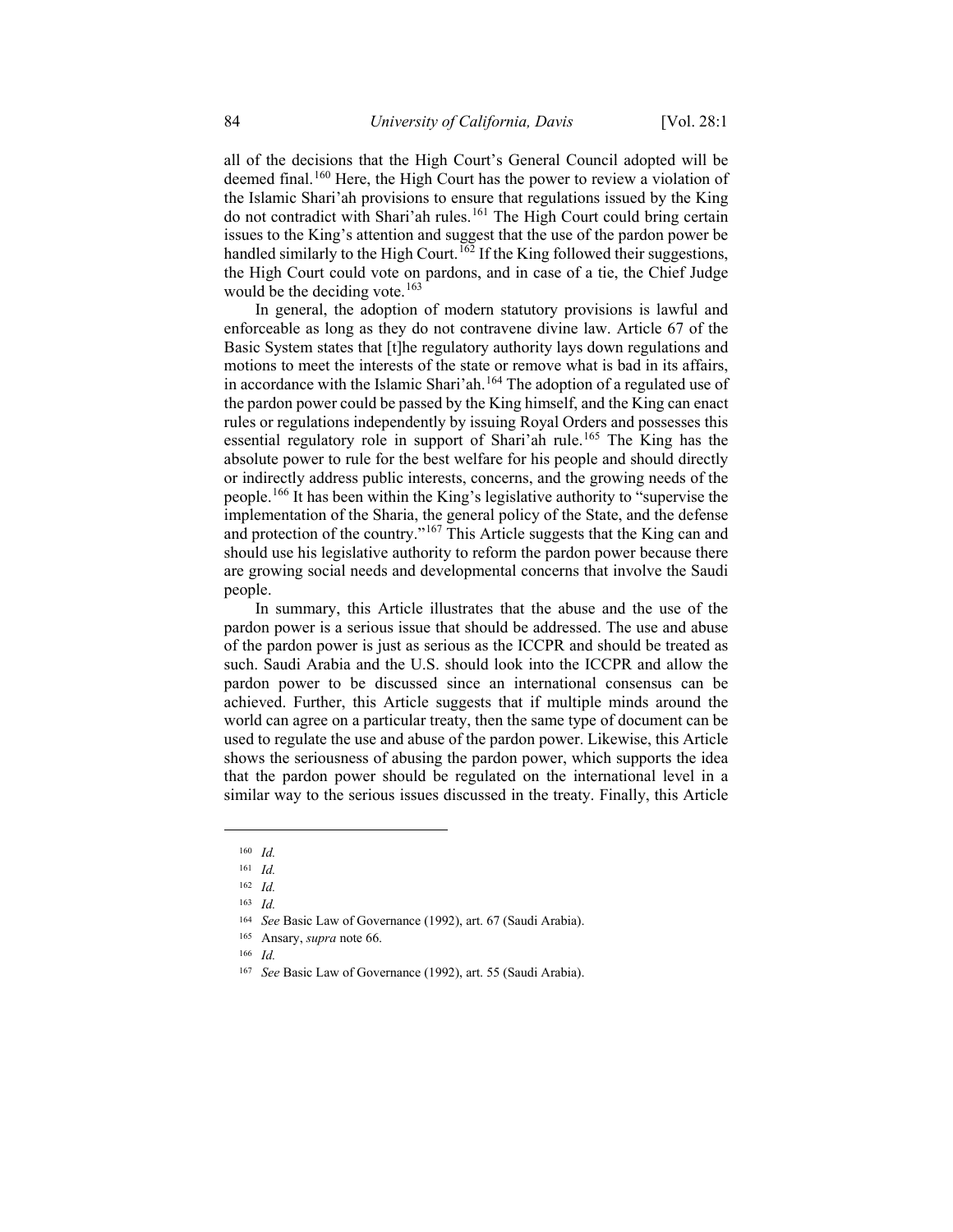all of the decisions that the High Court's General Council adopted will be deemed final.[160] Here, the High Court has the power to review a violation of the Islamic Shari'ah provisions to ensure that regulations issued by the King do not contradict with Shari'ah rules.[161] The High Court could bring certain issues to the King's attention and suggest that the use of the pardon power be handled similarly to the High Court.[162] If the King followed their suggestions, the High Court could vote on pardons, and in case of a tie, the Chief Judge would be the deciding vote.[163]

In general, the adoption of modern statutory provisions is lawful and enforceable as long as they do not contravene divine law. Article 67 of the Basic System states that [t]he regulatory authority lays down regulations and motions to meet the interests of the state or remove what is bad in its affairs, in accordance with the Islamic Shari'ah.[164] The adoption of a regulated use of the pardon power could be passed by the King himself, and the King can enact rules or regulations independently by issuing Royal Orders and possesses this essential regulatory role in support of Shari'ah rule.[165] The King has the absolute power to rule for the best welfare for his people and should directly or indirectly address public interests, concerns, and the growing needs of the people.[166] It has been within the King's legislative authority to "supervise the implementation of the Sharia, the general policy of the State, and the defense and protection of the country."[167] This Article suggests that the King can and should use his legislative authority to reform the pardon power because there are growing social needs and developmental concerns that involve the Saudi people.

In summary, this Article illustrates that the abuse and the use of the pardon power is a serious issue that should be addressed. The use and abuse of the pardon power is just as serious as the ICCPR and should be treated as such. Saudi Arabia and the U.S. should look into the ICCPR and allow the pardon power to be discussed since an international consensus can be achieved. Further, this Article suggests that if multiple minds around the world can agree on a particular treaty, then the same type of document can be used to regulate the use and abuse of the pardon power. Likewise, this Article shows the seriousness of abusing the pardon power, which supports the idea that the pardon power should be regulated on the international level in a similar way to the serious issues discussed in the treaty. Finally, this Article

---

[160] *Id.*

[161] *Id.*

[162] *Id.*

[163] *Id.*

[164] *See* Basic Law of Governance (1992), art. 67 (Saudi Arabia).

[165] Ansary, *supra* note 66.

[166] *Id.*

[167] *See* Basic Law of Governance (1992), art. 55 (Saudi Arabia).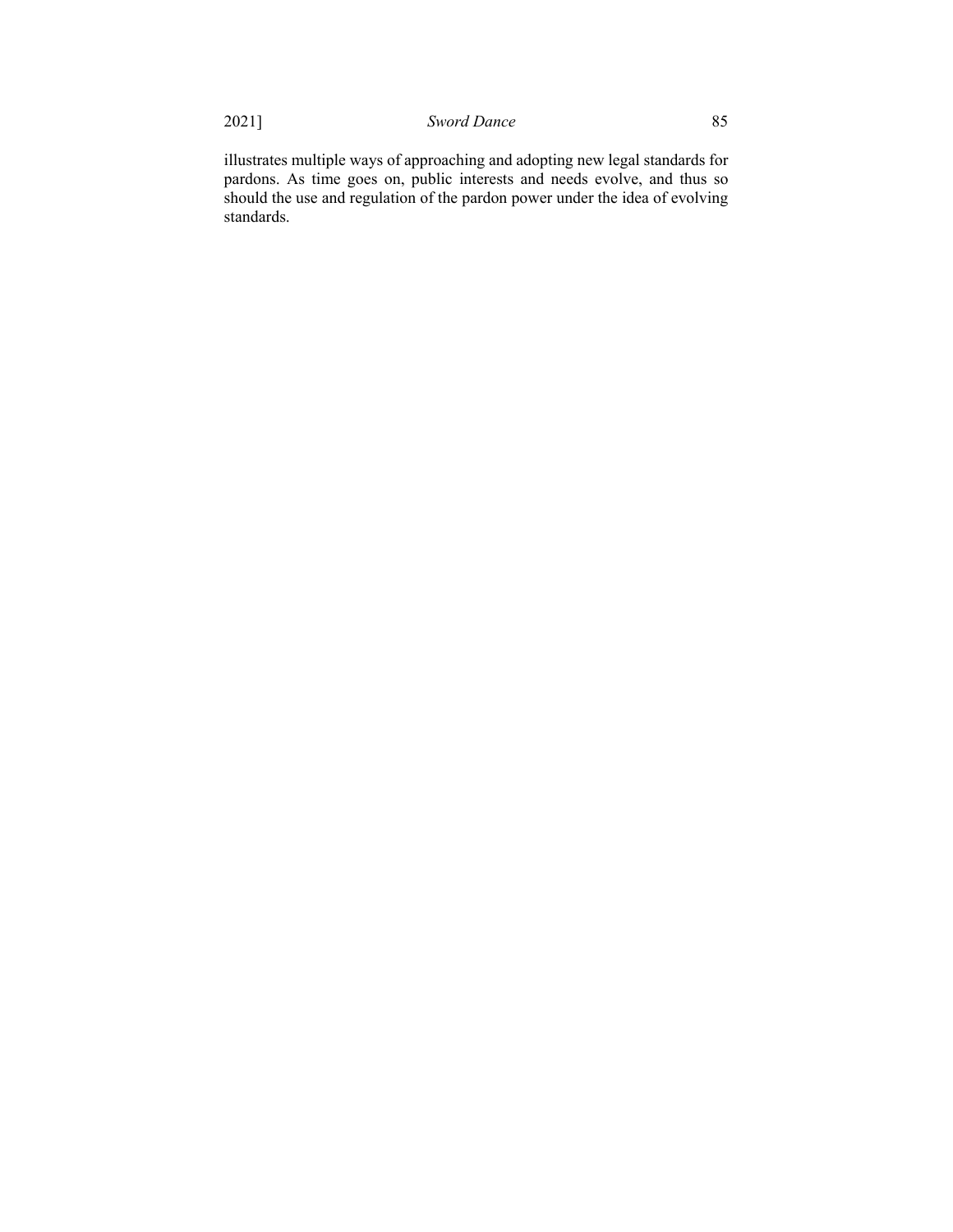illustrates multiple ways of approaching and adopting new legal standards for pardons. As time goes on, public interests and needs evolve, and thus so should the use and regulation of the pardon power under the idea of evolving standards.